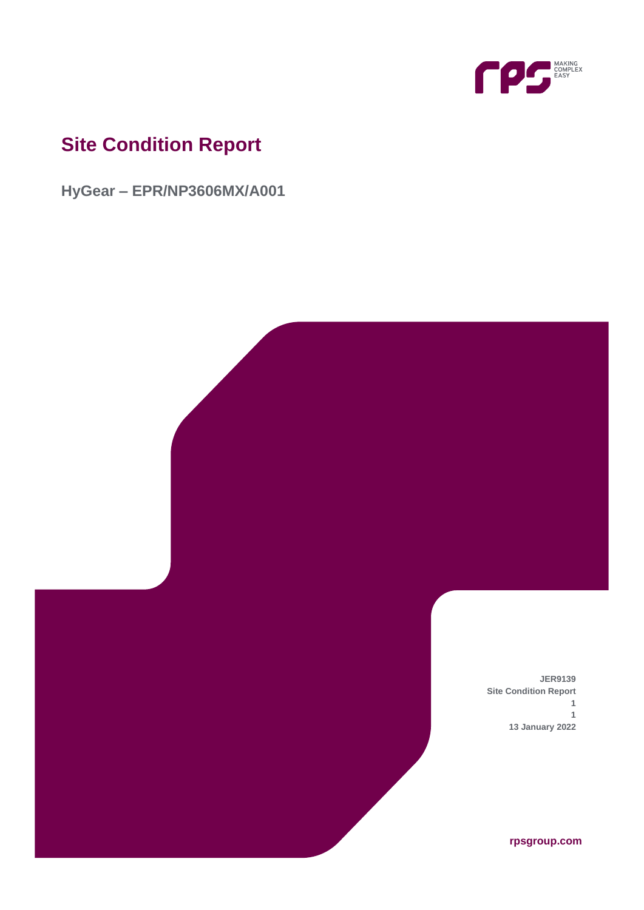# Site Condition Report

## HyGear – EPR/NP3606MX/A001

**JER9139**
**Site Condition Report**
**1**
**1**
**13 January 2022**

**rpsgroup.com**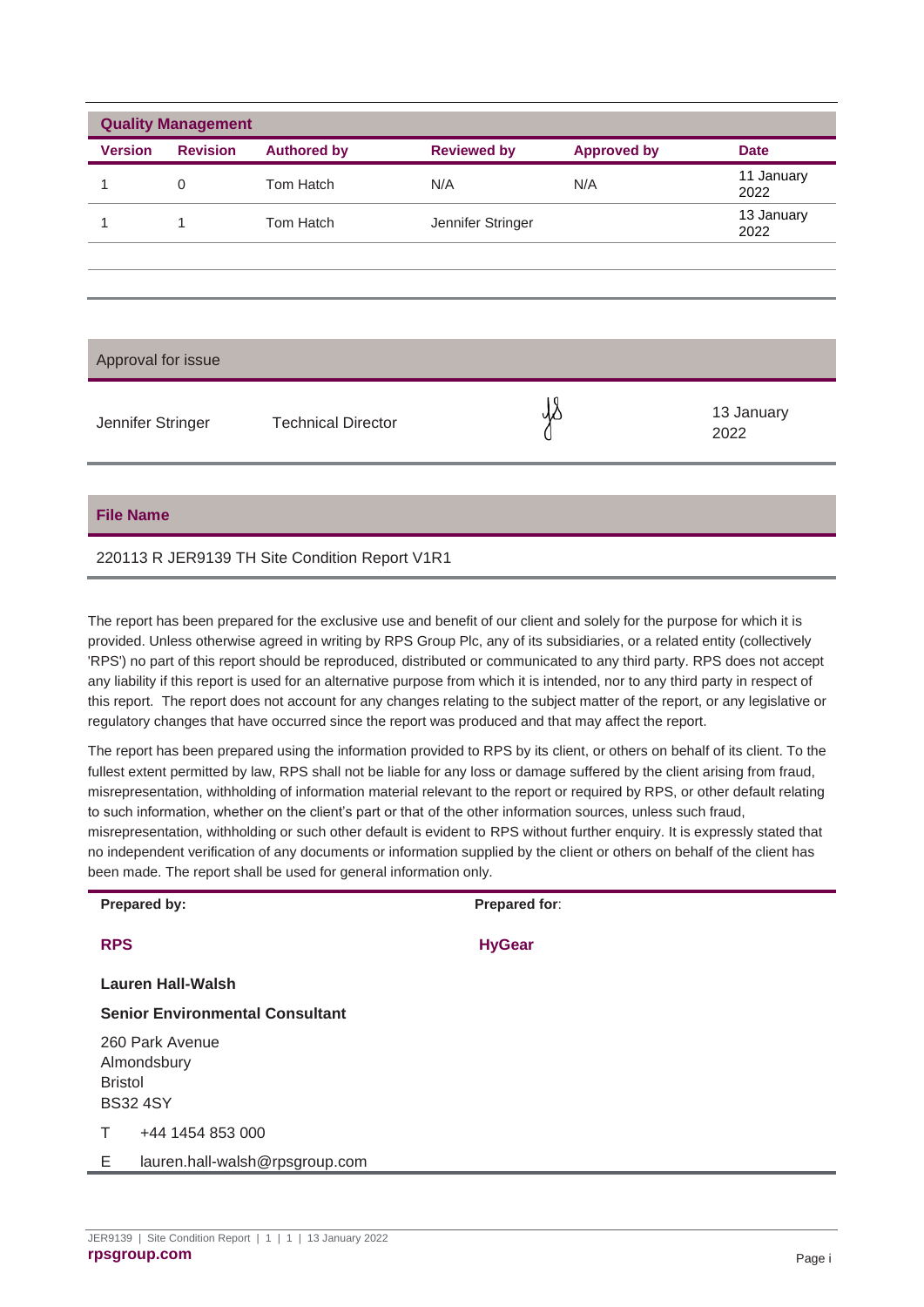## Quality Management

| Version | Revision | Authored by | Reviewed by | Approved by | Date |
|---|---|---|---|---|---|
| 1 | 0 | Tom Hatch | N/A | N/A | 11 January 2022 |
| 1 | 1 | Tom Hatch | Jennifer Stringer | | 13 January 2022 |

| Approval for issue | | | |
|---|---|---|---|
| Jennifer Stringer | Technical Director | JS | 13 January 2022 |

**File Name**

220113 R JER9139 TH Site Condition Report V1R1

The report has been prepared for the exclusive use and benefit of our client and solely for the purpose for which it is provided. Unless otherwise agreed in writing by RPS Group Plc, any of its subsidiaries, or a related entity (collectively 'RPS') no part of this report should be reproduced, distributed or communicated to any third party. RPS does not accept any liability if this report is used for an alternative purpose from which it is intended, nor to any third party in respect of this report. The report does not account for any changes relating to the subject matter of the report, or any legislative or regulatory changes that have occurred since the report was produced and that may affect the report.

The report has been prepared using the information provided to RPS by its client, or others on behalf of its client. To the fullest extent permitted by law, RPS shall not be liable for any loss or damage suffered by the client arising from fraud, misrepresentation, withholding of information material relevant to the report or required by RPS, or other default relating to such information, whether on the client's part or that of the other information sources, unless such fraud, misrepresentation, withholding or such other default is evident to RPS without further enquiry. It is expressly stated that no independent verification of any documents or information supplied by the client or others on behalf of the client has been made. The report shall be used for general information only.

| Prepared by: | Prepared for: |
|---|---|
| **RPS** | **HyGear** |
| **Lauren Hall-Walsh** | |
| **Senior Environmental Consultant** | |
| 260 Park Avenue<br>Almondsbury<br>Bristol<br>BS32 4SY | |
| T +44 1454 853 000 | |
| E lauren.hall-walsh@rpsgroup.com | |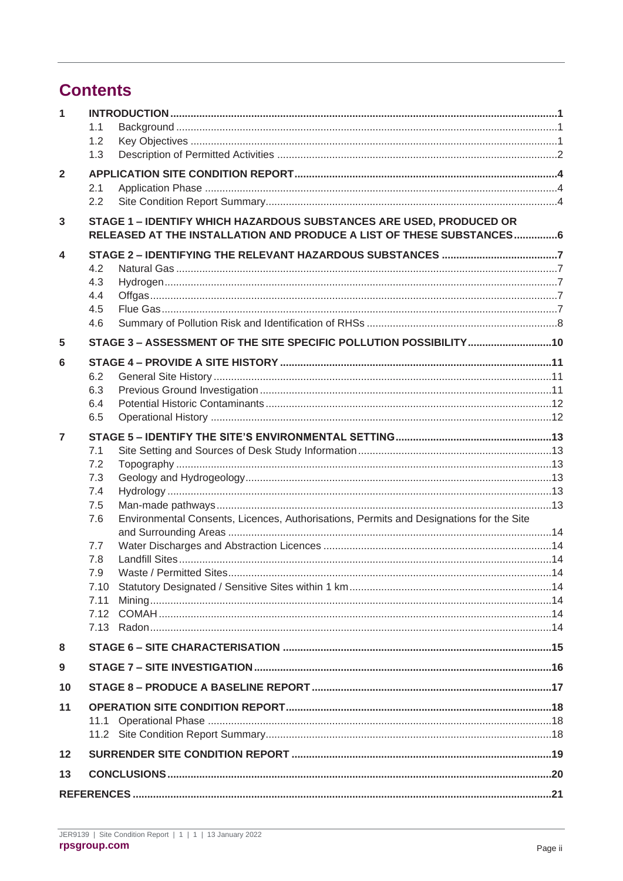# Contents

1 INTRODUCTION ....... 1
- 1.1 Background ....... 1
- 1.2 Key Objectives ....... 1
- 1.3 Description of Permitted Activities ....... 2

2 APPLICATION SITE CONDITION REPORT ....... 4
- 2.1 Application Phase ....... 4
- 2.2 Site Condition Report Summary ....... 4

3 STAGE 1 – IDENTIFY WHICH HAZARDOUS SUBSTANCES ARE USED, PRODUCED OR RELEASED AT THE INSTALLATION AND PRODUCE A LIST OF THESE SUBSTANCES ....... 6

4 STAGE 2 – IDENTIFYING THE RELEVANT HAZARDOUS SUBSTANCES ....... 7
- 4.2 Natural Gas ....... 7
- 4.3 Hydrogen ....... 7
- 4.4 Offgas ....... 7
- 4.5 Flue Gas ....... 7
- 4.6 Summary of Pollution Risk and Identification of RHSs ....... 8

5 STAGE 3 – ASSESSMENT OF THE SITE SPECIFIC POLLUTION POSSIBILITY ....... 10

6 STAGE 4 – PROVIDE A SITE HISTORY ....... 11
- 6.2 General Site History ....... 11
- 6.3 Previous Ground Investigation ....... 11
- 6.4 Potential Historic Contaminants ....... 12
- 6.5 Operational History ....... 12

7 STAGE 5 – IDENTIFY THE SITE'S ENVIRONMENTAL SETTING ....... 13
- 7.1 Site Setting and Sources of Desk Study Information ....... 13
- 7.2 Topography ....... 13
- 7.3 Geology and Hydrogeology ....... 13
- 7.4 Hydrology ....... 13
- 7.5 Man-made pathways ....... 13
- 7.6 Environmental Consents, Licences, Authorisations, Permits and Designations for the Site and Surrounding Areas ....... 14
- 7.7 Water Discharges and Abstraction Licences ....... 14
- 7.8 Landfill Sites ....... 14
- 7.9 Waste / Permitted Sites ....... 14
- 7.10 Statutory Designated / Sensitive Sites within 1 km ....... 14
- 7.11 Mining ....... 14
- 7.12 COMAH ....... 14
- 7.13 Radon ....... 14

8 STAGE 6 – SITE CHARACTERISATION ....... 15

9 STAGE 7 – SITE INVESTIGATION ....... 16

10 STAGE 8 – PRODUCE A BASELINE REPORT ....... 17

11 OPERATION SITE CONDITION REPORT ....... 18
- 11.1 Operational Phase ....... 18
- 11.2 Site Condition Report Summary ....... 18

12 SURRENDER SITE CONDITION REPORT ....... 19

13 CONCLUSIONS ....... 20

REFERENCES ....... 21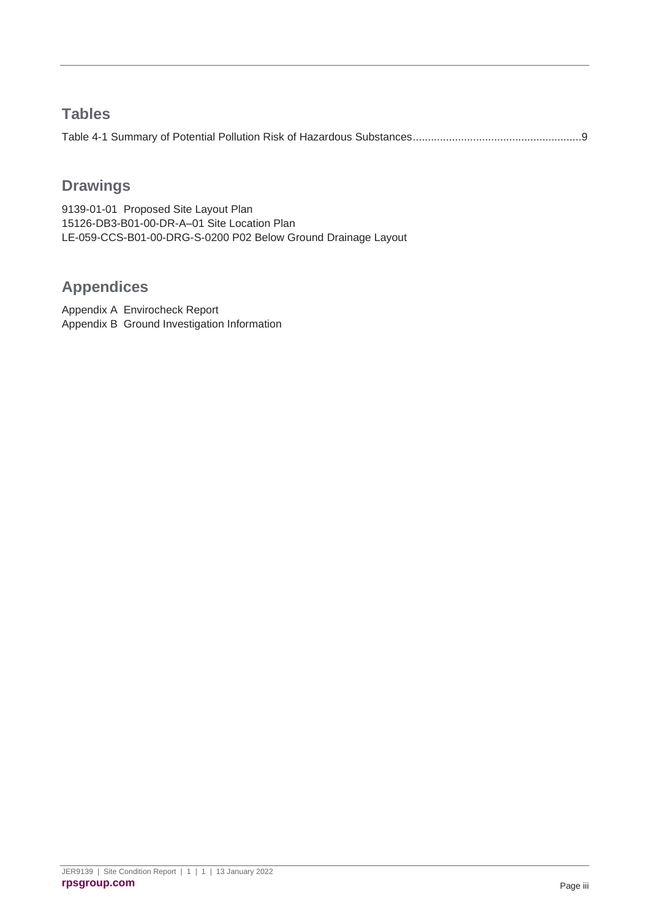## Tables

Table 4-1 Summary of Potential Pollution Risk of Hazardous Substances........................................................9

## Drawings

9139-01-01 Proposed Site Layout Plan
15126-DB3-B01-00-DR-A–01 Site Location Plan
LE-059-CCS-B01-00-DRG-S-0200 P02 Below Ground Drainage Layout

## Appendices

Appendix A Envirocheck Report
Appendix B Ground Investigation Information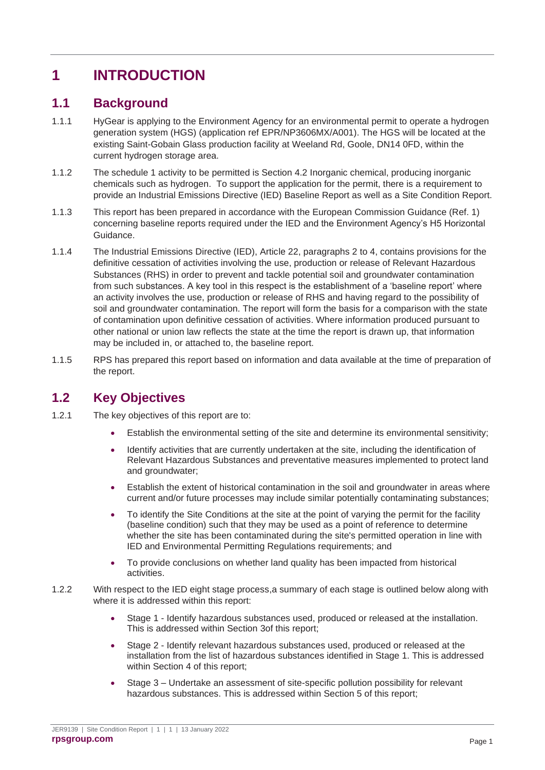# 1 INTRODUCTION

## 1.1 Background

1.1.1 HyGear is applying to the Environment Agency for an environmental permit to operate a hydrogen generation system (HGS) (application ref EPR/NP3606MX/A001). The HGS will be located at the existing Saint-Gobain Glass production facility at Weeland Rd, Goole, DN14 0FD, within the current hydrogen storage area.

1.1.2 The schedule 1 activity to be permitted is Section 4.2 Inorganic chemical, producing inorganic chemicals such as hydrogen. To support the application for the permit, there is a requirement to provide an Industrial Emissions Directive (IED) Baseline Report as well as a Site Condition Report.

1.1.3 This report has been prepared in accordance with the European Commission Guidance (Ref. 1) concerning baseline reports required under the IED and the Environment Agency's H5 Horizontal Guidance.

1.1.4 The Industrial Emissions Directive (IED), Article 22, paragraphs 2 to 4, contains provisions for the definitive cessation of activities involving the use, production or release of Relevant Hazardous Substances (RHS) in order to prevent and tackle potential soil and groundwater contamination from such substances. A key tool in this respect is the establishment of a 'baseline report' where an activity involves the use, production or release of RHS and having regard to the possibility of soil and groundwater contamination. The report will form the basis for a comparison with the state of contamination upon definitive cessation of activities. Where information produced pursuant to other national or union law reflects the state at the time the report is drawn up, that information may be included in, or attached to, the baseline report.

1.1.5 RPS has prepared this report based on information and data available at the time of preparation of the report.

## 1.2 Key Objectives

1.2.1 The key objectives of this report are to:

- Establish the environmental setting of the site and determine its environmental sensitivity;
- Identify activities that are currently undertaken at the site, including the identification of Relevant Hazardous Substances and preventative measures implemented to protect land and groundwater;
- Establish the extent of historical contamination in the soil and groundwater in areas where current and/or future processes may include similar potentially contaminating substances;
- To identify the Site Conditions at the site at the point of varying the permit for the facility (baseline condition) such that they may be used as a point of reference to determine whether the site has been contaminated during the site's permitted operation in line with IED and Environmental Permitting Regulations requirements; and
- To provide conclusions on whether land quality has been impacted from historical activities.

1.2.2 With respect to the IED eight stage process,a summary of each stage is outlined below along with where it is addressed within this report:

- Stage 1 - Identify hazardous substances used, produced or released at the installation. This is addressed within Section 3of this report;
- Stage 2 - Identify relevant hazardous substances used, produced or released at the installation from the list of hazardous substances identified in Stage 1. This is addressed within Section 4 of this report;
- Stage 3 – Undertake an assessment of site-specific pollution possibility for relevant hazardous substances. This is addressed within Section 5 of this report;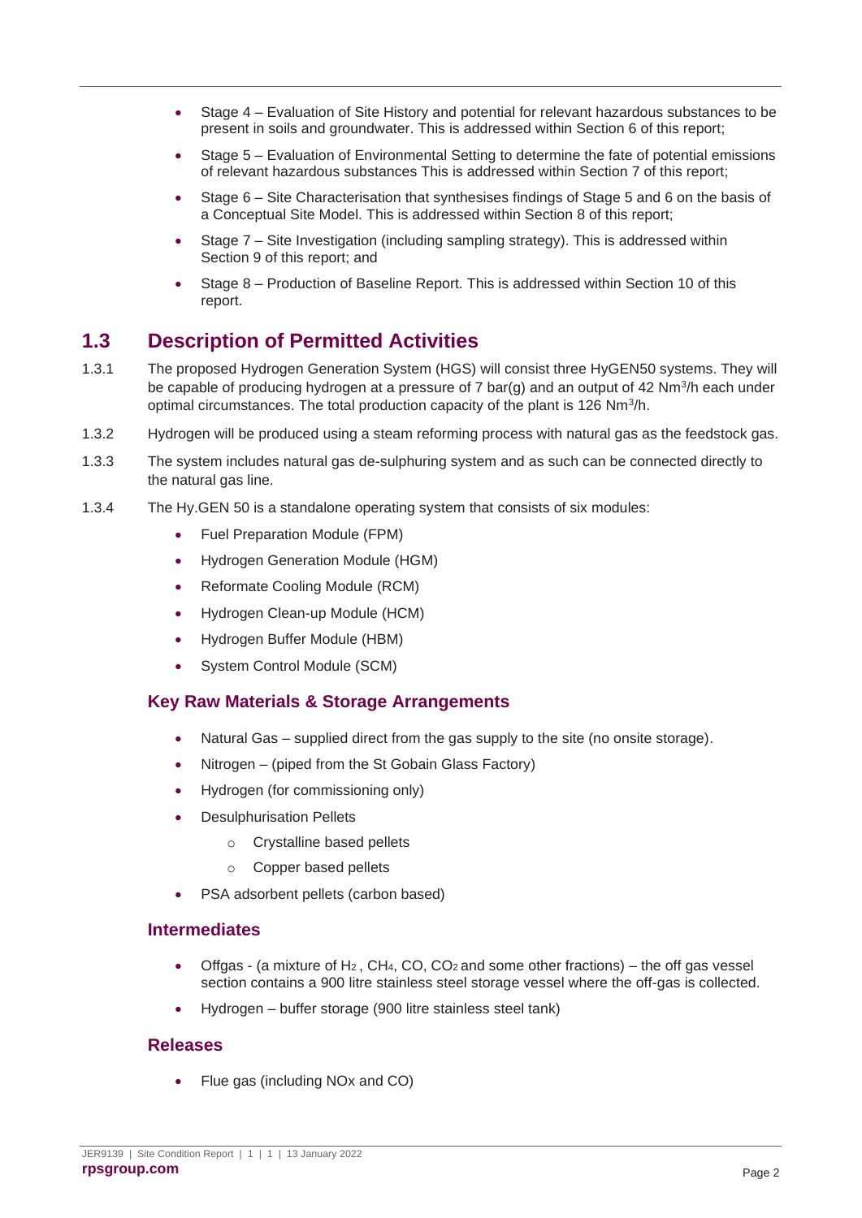- Stage 4 – Evaluation of Site History and potential for relevant hazardous substances to be present in soils and groundwater. This is addressed within Section 6 of this report;
- Stage 5 – Evaluation of Environmental Setting to determine the fate of potential emissions of relevant hazardous substances This is addressed within Section 7 of this report;
- Stage 6 – Site Characterisation that synthesises findings of Stage 5 and 6 on the basis of a Conceptual Site Model. This is addressed within Section 8 of this report;
- Stage 7 – Site Investigation (including sampling strategy). This is addressed within Section 9 of this report; and
- Stage 8 – Production of Baseline Report. This is addressed within Section 10 of this report.

## 1.3 Description of Permitted Activities

1.3.1 The proposed Hydrogen Generation System (HGS) will consist three HyGEN50 systems. They will be capable of producing hydrogen at a pressure of 7 bar(g) and an output of 42 $Nm^3/h$ each under optimal circumstances. The total production capacity of the plant is 126 $Nm^3/h$.

1.3.2 Hydrogen will be produced using a steam reforming process with natural gas as the feedstock gas.

1.3.3 The system includes natural gas de-sulphuring system and as such can be connected directly to the natural gas line.

1.3.4 The Hy.GEN 50 is a standalone operating system that consists of six modules:

- Fuel Preparation Module (FPM)
- Hydrogen Generation Module (HGM)
- Reformate Cooling Module (RCM)
- Hydrogen Clean-up Module (HCM)
- Hydrogen Buffer Module (HBM)
- System Control Module (SCM)

### Key Raw Materials & Storage Arrangements

- Natural Gas – supplied direct from the gas supply to the site (no onsite storage).
- Nitrogen – (piped from the St Gobain Glass Factory)
- Hydrogen (for commissioning only)
- Desulphurisation Pellets
  - Crystalline based pellets
  - Copper based pellets
- PSA adsorbent pellets (carbon based)

### Intermediates

- Offgas - (a mixture of $H_2$ , $CH_4$, CO, $CO_2$ and some other fractions) – the off gas vessel section contains a 900 litre stainless steel storage vessel where the off-gas is collected.
- Hydrogen – buffer storage (900 litre stainless steel tank)

### Releases

- Flue gas (including NOx and CO)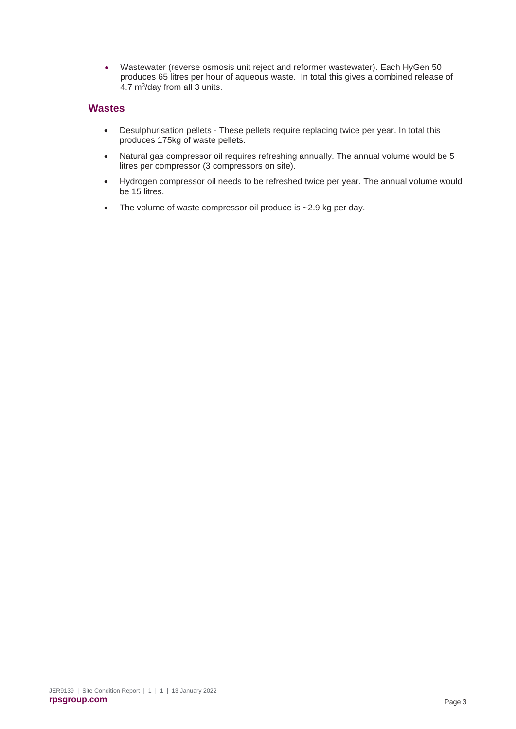- Wastewater (reverse osmosis unit reject and reformer wastewater). Each HyGen 50 produces 65 litres per hour of aqueous waste. In total this gives a combined release of 4.7 $m^3$/day from all 3 units.

## Wastes

- Desulphurisation pellets - These pellets require replacing twice per year. In total this produces 175kg of waste pellets.
- Natural gas compressor oil requires refreshing annually. The annual volume would be 5 litres per compressor (3 compressors on site).
- Hydrogen compressor oil needs to be refreshed twice per year. The annual volume would be 15 litres.
- The volume of waste compressor oil produce is ~2.9 kg per day.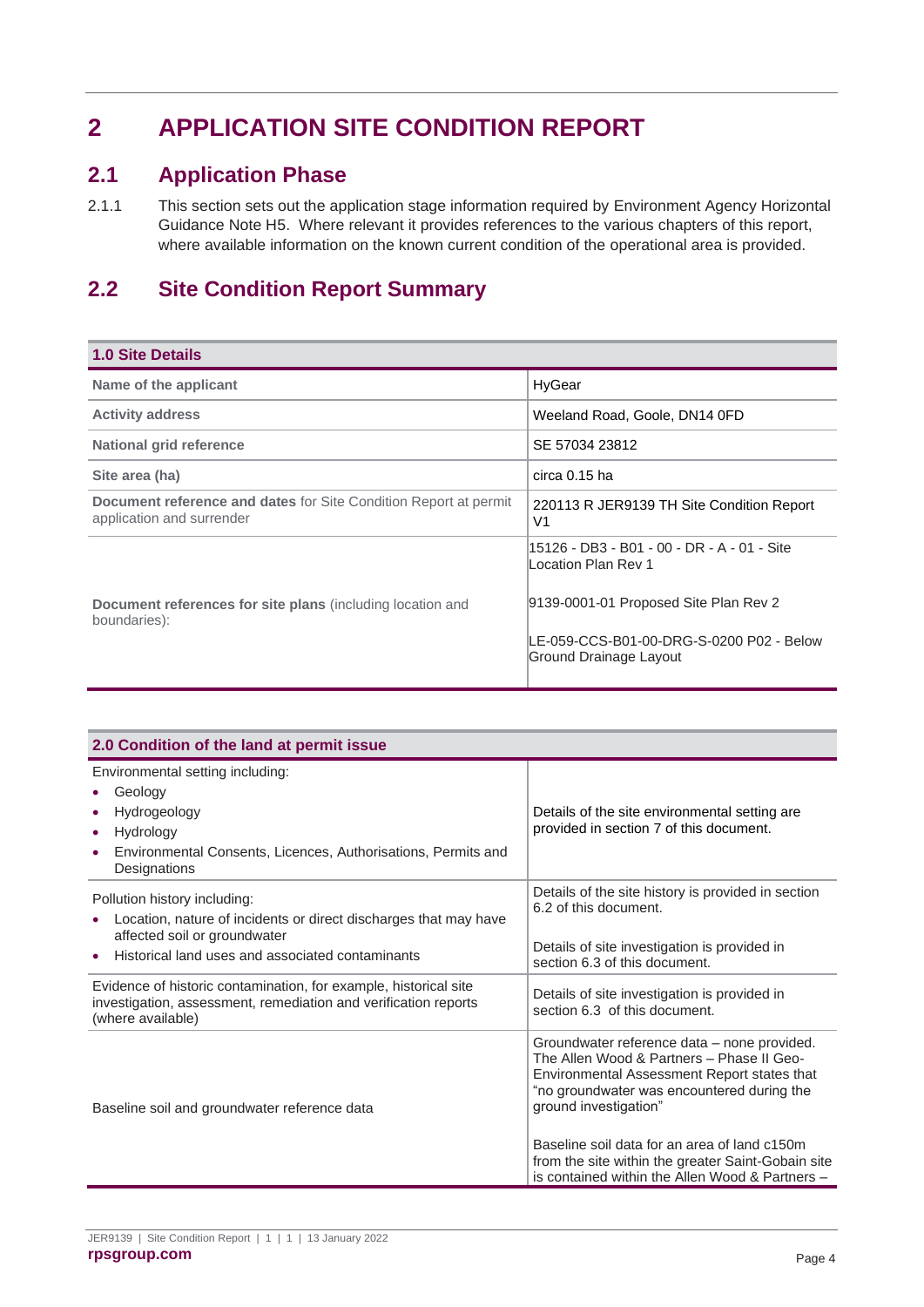# 2 APPLICATION SITE CONDITION REPORT

## 2.1 Application Phase

2.1.1 This section sets out the application stage information required by Environment Agency Horizontal Guidance Note H5. Where relevant it provides references to the various chapters of this report, where available information on the known current condition of the operational area is provided.

## 2.2 Site Condition Report Summary

| **1.0 Site Details** | |
|---|---|
| **Name of the applicant** | HyGear |
| **Activity address** | Weeland Road, Goole, DN14 0FD |
| **National grid reference** | SE 57034 23812 |
| **Site area (ha)** | circa 0.15 ha |
| **Document reference and dates** for Site Condition Report at permit application and surrender | 220113 R JER9139 TH Site Condition Report V1 |
| **Document references for site plans** (including location and boundaries): | 15126 - DB3 - B01 - 00 - DR - A - 01 - Site Location Plan Rev 1<br><br>9139-0001-01 Proposed Site Plan Rev 2<br><br>LE-059-CCS-B01-00-DRG-S-0200 P02 - Below Ground Drainage Layout |

| **2.0 Condition of the land at permit issue** | |
|---|---|
| Environmental setting including:<br>• Geology<br>• Hydrogeology<br>• Hydrology<br>• Environmental Consents, Licences, Authorisations, Permits and Designations | Details of the site environmental setting are provided in section 7 of this document. |
| Pollution history including:<br>• Location, nature of incidents or direct discharges that may have affected soil or groundwater<br>• Historical land uses and associated contaminants | Details of the site history is provided in section 6.2 of this document.<br><br>Details of site investigation is provided in section 6.3 of this document. |
| Evidence of historic contamination, for example, historical site investigation, assessment, remediation and verification reports (where available) | Details of site investigation is provided in section 6.3 of this document. |
| Baseline soil and groundwater reference data | Groundwater reference data – none provided. The Allen Wood & Partners – Phase II Geo-Environmental Assessment Report states that "no groundwater was encountered during the ground investigation"<br><br>Baseline soil data for an area of land c150m from the site within the greater Saint-Gobain site is contained within the Allen Wood & Partners – |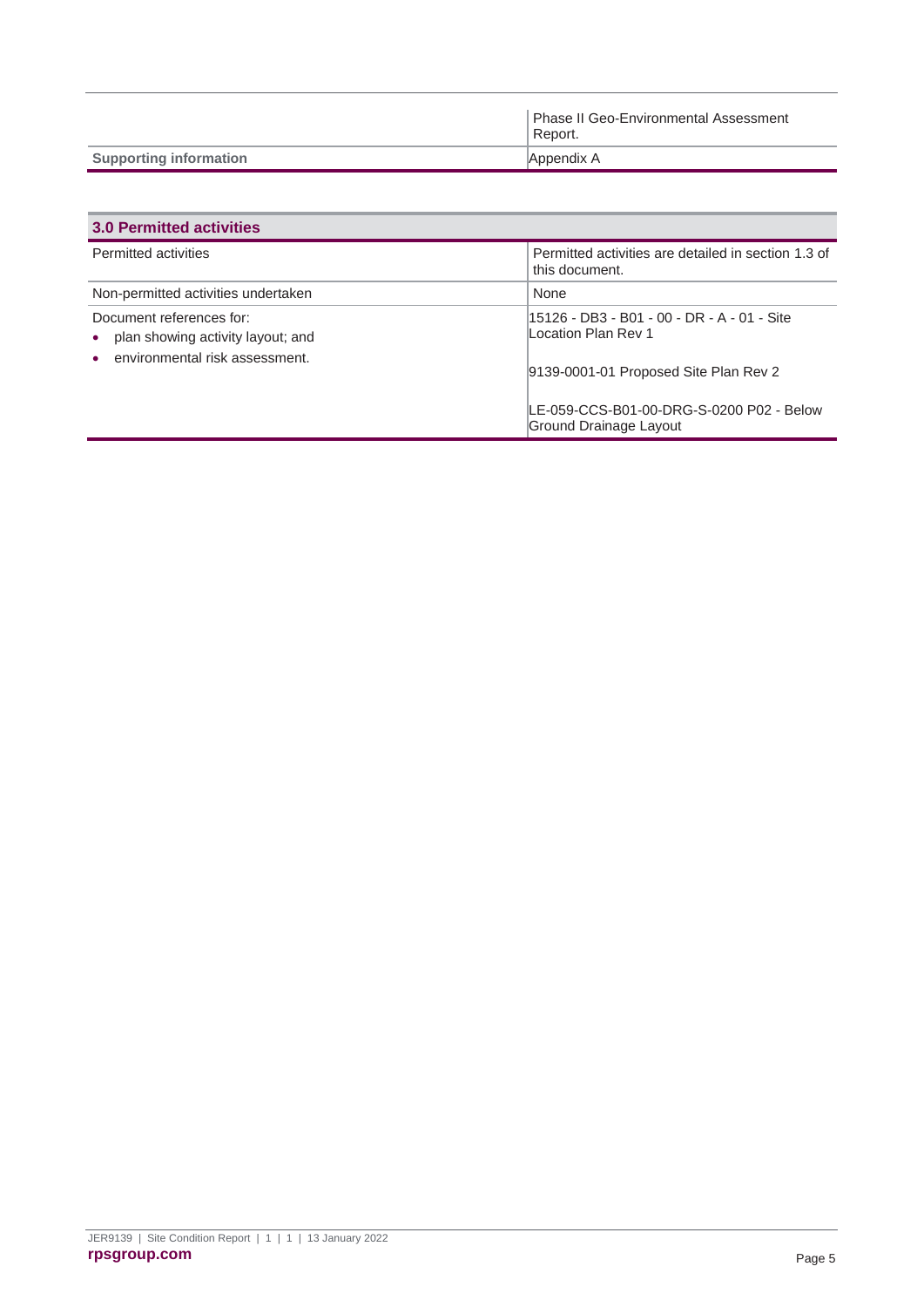| | |
|---|---|
| | Phase II Geo-Environmental Assessment Report. |
| **Supporting information** | Appendix A |

| **3.0 Permitted activities** | |
|---|---|
| Permitted activities | Permitted activities are detailed in section 1.3 of this document. |
| Non-permitted activities undertaken | None |
| Document references for:<br>• plan showing activity layout; and<br>• environmental risk assessment. | 15126 - DB3 - B01 - 00 - DR - A - 01 - Site Location Plan Rev 1<br><br>9139-0001-01 Proposed Site Plan Rev 2<br><br>LE-059-CCS-B01-00-DRG-S-0200 P02 - Below Ground Drainage Layout |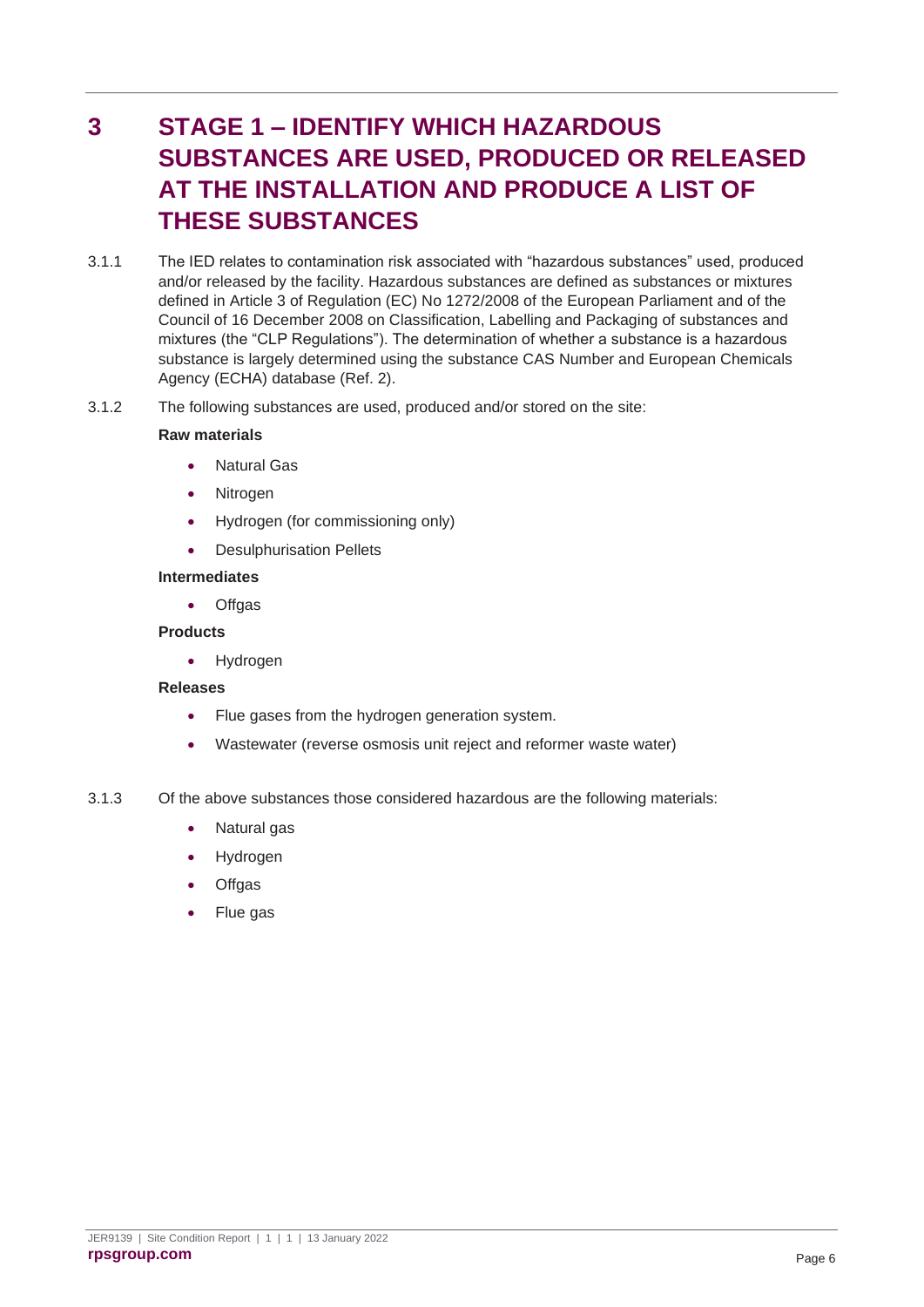# 3 STAGE 1 – IDENTIFY WHICH HAZARDOUS SUBSTANCES ARE USED, PRODUCED OR RELEASED AT THE INSTALLATION AND PRODUCE A LIST OF THESE SUBSTANCES

3.1.1 The IED relates to contamination risk associated with "hazardous substances" used, produced and/or released by the facility. Hazardous substances are defined as substances or mixtures defined in Article 3 of Regulation (EC) No 1272/2008 of the European Parliament and of the Council of 16 December 2008 on Classification, Labelling and Packaging of substances and mixtures (the "CLP Regulations"). The determination of whether a substance is a hazardous substance is largely determined using the substance CAS Number and European Chemicals Agency (ECHA) database (Ref. 2).

3.1.2 The following substances are used, produced and/or stored on the site:

**Raw materials**

- Natural Gas
- Nitrogen
- Hydrogen (for commissioning only)
- Desulphurisation Pellets

**Intermediates**

- Offgas

**Products**

- Hydrogen

**Releases**

- Flue gases from the hydrogen generation system.
- Wastewater (reverse osmosis unit reject and reformer waste water)

3.1.3 Of the above substances those considered hazardous are the following materials:

- Natural gas
- Hydrogen
- Offgas
- Flue gas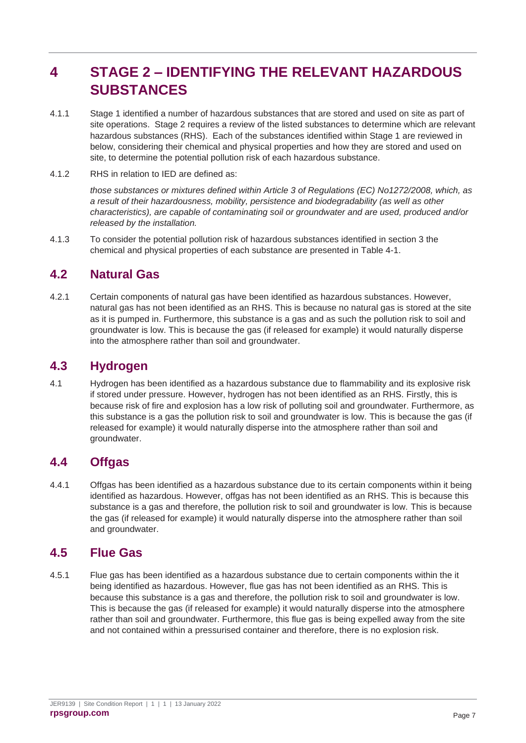# 4 STAGE 2 – IDENTIFYING THE RELEVANT HAZARDOUS SUBSTANCES

4.1.1 Stage 1 identified a number of hazardous substances that are stored and used on site as part of site operations. Stage 2 requires a review of the listed substances to determine which are relevant hazardous substances (RHS). Each of the substances identified within Stage 1 are reviewed in below, considering their chemical and physical properties and how they are stored and used on site, to determine the potential pollution risk of each hazardous substance.

4.1.2 RHS in relation to IED are defined as:

*those substances or mixtures defined within Article 3 of Regulations (EC) No1272/2008, which, as a result of their hazardousness, mobility, persistence and biodegradability (as well as other characteristics), are capable of contaminating soil or groundwater and are used, produced and/or released by the installation.*

4.1.3 To consider the potential pollution risk of hazardous substances identified in section 3 the chemical and physical properties of each substance are presented in Table 4-1.

## 4.2 Natural Gas

4.2.1 Certain components of natural gas have been identified as hazardous substances. However, natural gas has not been identified as an RHS. This is because no natural gas is stored at the site as it is pumped in. Furthermore, this substance is a gas and as such the pollution risk to soil and groundwater is low. This is because the gas (if released for example) it would naturally disperse into the atmosphere rather than soil and groundwater.

## 4.3 Hydrogen

4.1 Hydrogen has been identified as a hazardous substance due to flammability and its explosive risk if stored under pressure. However, hydrogen has not been identified as an RHS. Firstly, this is because risk of fire and explosion has a low risk of polluting soil and groundwater. Furthermore, as this substance is a gas the pollution risk to soil and groundwater is low. This is because the gas (if released for example) it would naturally disperse into the atmosphere rather than soil and groundwater.

## 4.4 Offgas

4.4.1 Offgas has been identified as a hazardous substance due to its certain components within it being identified as hazardous. However, offgas has not been identified as an RHS. This is because this substance is a gas and therefore, the pollution risk to soil and groundwater is low. This is because the gas (if released for example) it would naturally disperse into the atmosphere rather than soil and groundwater.

## 4.5 Flue Gas

4.5.1 Flue gas has been identified as a hazardous substance due to certain components within the it being identified as hazardous. However, flue gas has not been identified as an RHS. This is because this substance is a gas and therefore, the pollution risk to soil and groundwater is low. This is because the gas (if released for example) it would naturally disperse into the atmosphere rather than soil and groundwater. Furthermore, this flue gas is being expelled away from the site and not contained within a pressurised container and therefore, there is no explosion risk.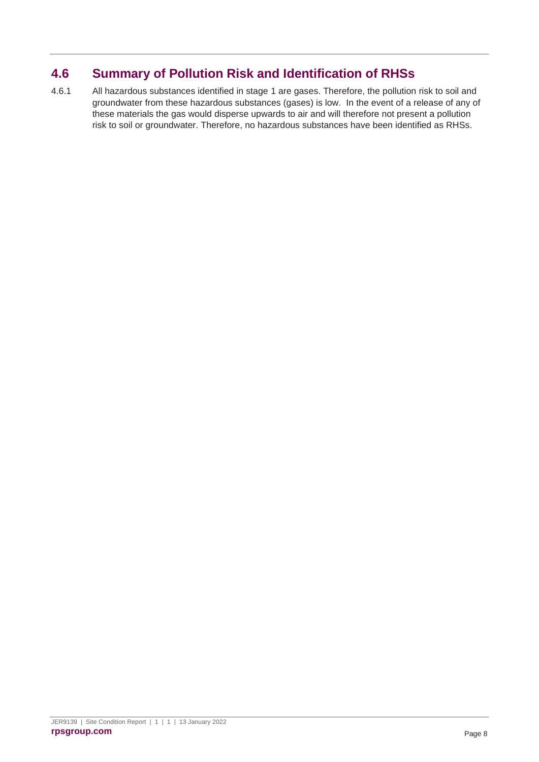## 4.6 Summary of Pollution Risk and Identification of RHSs

4.6.1 All hazardous substances identified in stage 1 are gases. Therefore, the pollution risk to soil and groundwater from these hazardous substances (gases) is low. In the event of a release of any of these materials the gas would disperse upwards to air and will therefore not present a pollution risk to soil or groundwater. Therefore, no hazardous substances have been identified as RHSs.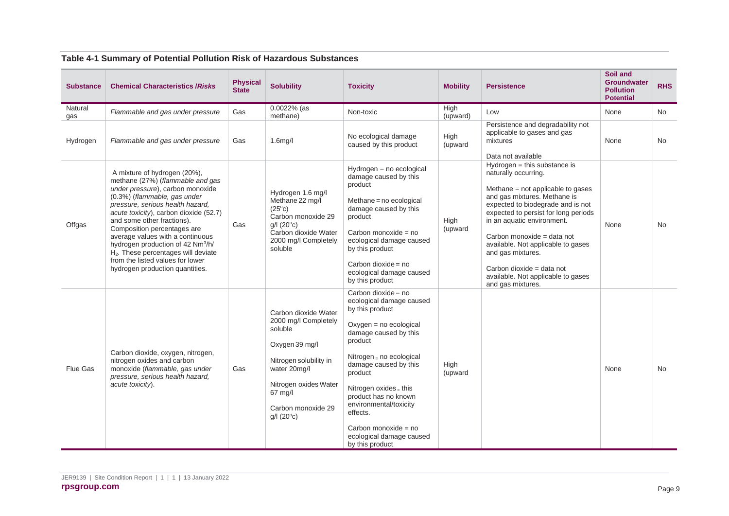### Table 4-1 Summary of Potential Pollution Risk of Hazardous Substances

| Substance | Chemical Characteristics /*Risks* | Physical State | Solubility | Toxicity | Mobility | Persistence | Soil and Groundwater Pollution Potential | RHS |
|---|---|---|---|---|---|---|---|---|
| Natural gas | *Flammable and gas under pressure* | Gas | 0.0022% (as methane) | Non-toxic | High (upward) | Low | None | No |
| Hydrogen | *Flammable and gas under pressure* | Gas | 1.6mg/l | No ecological damage caused by this product | High (upward | Persistence and degradability not applicable to gases and gas mixtures<br><br>Data not available | None | No |
| Offgas | A mixture of hydrogen (20%), methane (27%) (*flammable and gas under pressure*), carbon monoxide (0.3%) (*flammable, gas under pressure, serious health hazard, acute toxicity*), carbon dioxide (52.7) and some other fractions). Composition percentages are average values with a continuous hydrogen production of 42 Nm$^3$/h/ $H_2$. These percentages will deviate from the listed values for lower hydrogen production quantities. | Gas | Hydrogen 1.6 mg/l<br>Methane 22 mg/l (25°c)<br>Carbon monoxide 29 g/l (20°c)<br>Carbon dioxide Water 2000 mg/l Completely soluble | Hydrogen = no ecological damage caused by this product<br><br>Methane = no ecological damage caused by this product<br><br>Carbon monoxide = no ecological damage caused by this product<br><br>Carbon dioxide = no ecological damage caused by this product | High (upward | Hydrogen = this substance is naturally occurring.<br><br>Methane = not applicable to gases and gas mixtures. Methane is expected to biodegrade and is not expected to persist for long periods in an aquatic environment.<br><br>Carbon monoxide = data not available. Not applicable to gases and gas mixtures.<br><br>Carbon dioxide = data not available. Not applicable to gases and gas mixtures. | None | No |
| Flue Gas | Carbon dioxide, oxygen, nitrogen, nitrogen oxides and carbon monoxide (*flammable, gas under pressure, serious health hazard, acute toxicity*). | Gas | Carbon dioxide Water 2000 mg/l Completely soluble<br><br>Oxygen 39 mg/l<br><br>Nitrogen solubility in water 20mg/l<br><br>Nitrogen oxides Water 67 mg/l<br><br>Carbon monoxide 29 g/l (20°c) | Carbon dioxide = no ecological damage caused by this product<br><br>Oxygen = no ecological damage caused by this product<br><br>Nitrogen = no ecological damage caused by this product<br><br>Nitrogen oxides = this product has no known environmental/toxicity effects.<br><br>Carbon monoxide = no ecological damage caused by this product | High (upward | | None | No |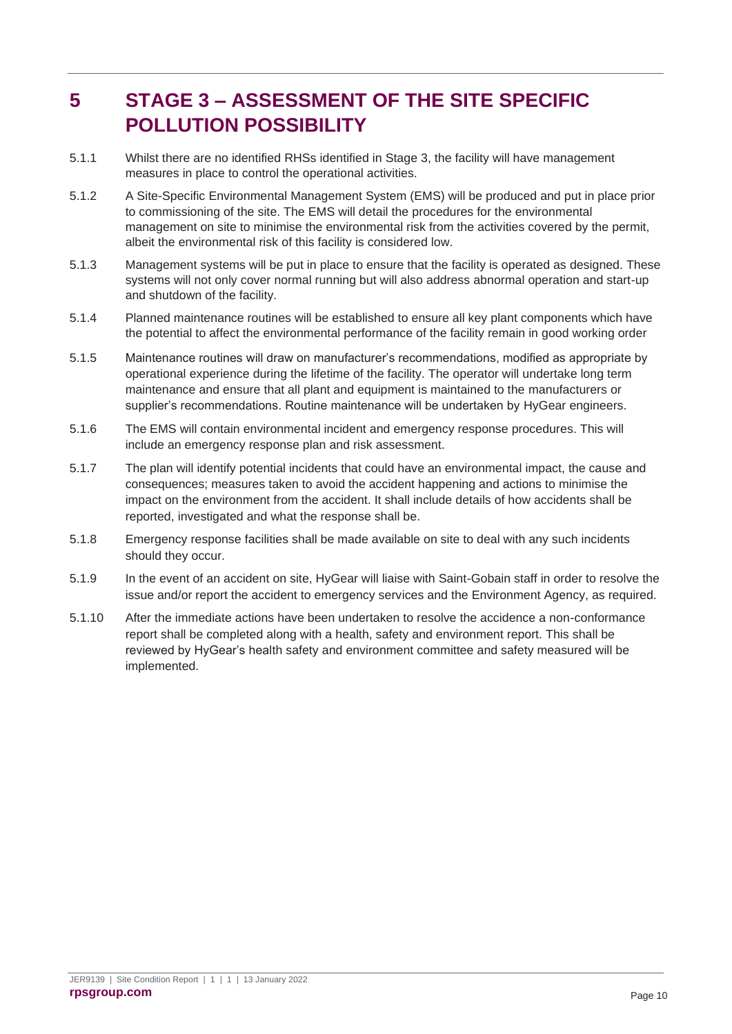# 5 STAGE 3 – ASSESSMENT OF THE SITE SPECIFIC POLLUTION POSSIBILITY

5.1.1 Whilst there are no identified RHSs identified in Stage 3, the facility will have management measures in place to control the operational activities.

5.1.2 A Site-Specific Environmental Management System (EMS) will be produced and put in place prior to commissioning of the site. The EMS will detail the procedures for the environmental management on site to minimise the environmental risk from the activities covered by the permit, albeit the environmental risk of this facility is considered low.

5.1.3 Management systems will be put in place to ensure that the facility is operated as designed. These systems will not only cover normal running but will also address abnormal operation and start-up and shutdown of the facility.

5.1.4 Planned maintenance routines will be established to ensure all key plant components which have the potential to affect the environmental performance of the facility remain in good working order

5.1.5 Maintenance routines will draw on manufacturer's recommendations, modified as appropriate by operational experience during the lifetime of the facility. The operator will undertake long term maintenance and ensure that all plant and equipment is maintained to the manufacturers or supplier's recommendations. Routine maintenance will be undertaken by HyGear engineers.

5.1.6 The EMS will contain environmental incident and emergency response procedures. This will include an emergency response plan and risk assessment.

5.1.7 The plan will identify potential incidents that could have an environmental impact, the cause and consequences; measures taken to avoid the accident happening and actions to minimise the impact on the environment from the accident. It shall include details of how accidents shall be reported, investigated and what the response shall be.

5.1.8 Emergency response facilities shall be made available on site to deal with any such incidents should they occur.

5.1.9 In the event of an accident on site, HyGear will liaise with Saint-Gobain staff in order to resolve the issue and/or report the accident to emergency services and the Environment Agency, as required.

5.1.10 After the immediate actions have been undertaken to resolve the accidence a non-conformance report shall be completed along with a health, safety and environment report. This shall be reviewed by HyGear's health safety and environment committee and safety measured will be implemented.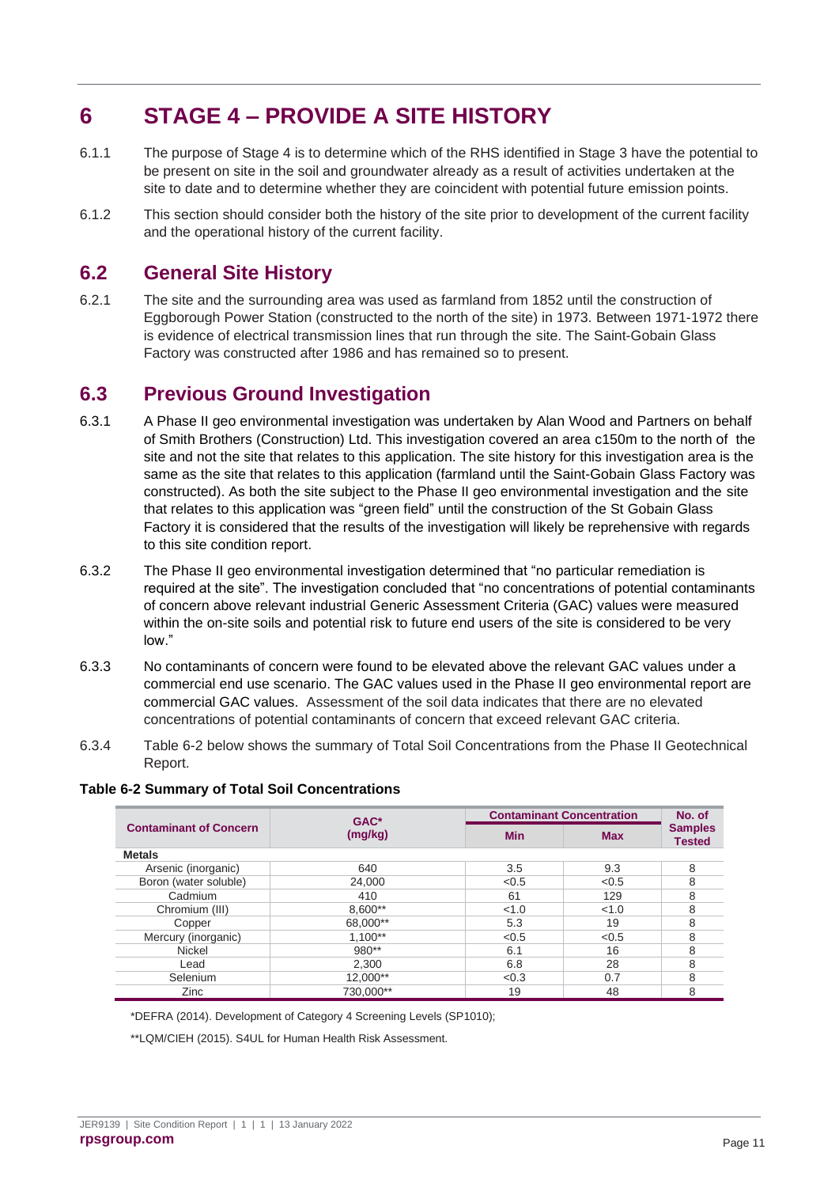# 6 STAGE 4 – PROVIDE A SITE HISTORY

6.1.1 The purpose of Stage 4 is to determine which of the RHS identified in Stage 3 have the potential to be present on site in the soil and groundwater already as a result of activities undertaken at the site to date and to determine whether they are coincident with potential future emission points.

6.1.2 This section should consider both the history of the site prior to development of the current facility and the operational history of the current facility.

## 6.2 General Site History

6.2.1 The site and the surrounding area was used as farmland from 1852 until the construction of Eggborough Power Station (constructed to the north of the site) in 1973. Between 1971-1972 there is evidence of electrical transmission lines that run through the site. The Saint-Gobain Glass Factory was constructed after 1986 and has remained so to present.

## 6.3 Previous Ground Investigation

6.3.1 A Phase II geo environmental investigation was undertaken by Alan Wood and Partners on behalf of Smith Brothers (Construction) Ltd. This investigation covered an area c150m to the north of the site and not the site that relates to this application. The site history for this investigation area is the same as the site that relates to this application (farmland until the Saint-Gobain Glass Factory was constructed). As both the site subject to the Phase II geo environmental investigation and the site that relates to this application was "green field" until the construction of the St Gobain Glass Factory it is considered that the results of the investigation will likely be reprehensive with regards to this site condition report.

6.3.2 The Phase II geo environmental investigation determined that "no particular remediation is required at the site". The investigation concluded that "no concentrations of potential contaminants of concern above relevant industrial Generic Assessment Criteria (GAC) values were measured within the on-site soils and potential risk to future end users of the site is considered to be very low."

6.3.3 No contaminants of concern were found to be elevated above the relevant GAC values under a commercial end use scenario. The GAC values used in the Phase II geo environmental report are commercial GAC values. Assessment of the soil data indicates that there are no elevated concentrations of potential contaminants of concern that exceed relevant GAC criteria.

6.3.4 Table 6-2 below shows the summary of Total Soil Concentrations from the Phase II Geotechnical Report.

**Table 6-2 Summary of Total Soil Concentrations**

| Contaminant of Concern | GAC* (mg/kg) | Contaminant Concentration | | No. of Samples Tested |
|---|---|---|---|---|
| | | Min | Max | |
| **Metals** | | | | |
| Arsenic (inorganic) | 640 | 3.5 | 9.3 | 8 |
| Boron (water soluble) | 24,000 | <0.5 | <0.5 | 8 |
| Cadmium | 410 | 61 | 129 | 8 |
| Chromium (III) | 8,600** | <1.0 | <1.0 | 8 |
| Copper | 68,000** | 5.3 | 19 | 8 |
| Mercury (inorganic) | 1,100** | <0.5 | <0.5 | 8 |
| Nickel | 980** | 6.1 | 16 | 8 |
| Lead | 2,300 | 6.8 | 28 | 8 |
| Selenium | 12,000** | <0.3 | 0.7 | 8 |
| Zinc | 730,000** | 19 | 48 | 8 |

*DEFRA (2014). Development of Category 4 Screening Levels (SP1010);

**LQM/CIEH (2015). S4UL for Human Health Risk Assessment.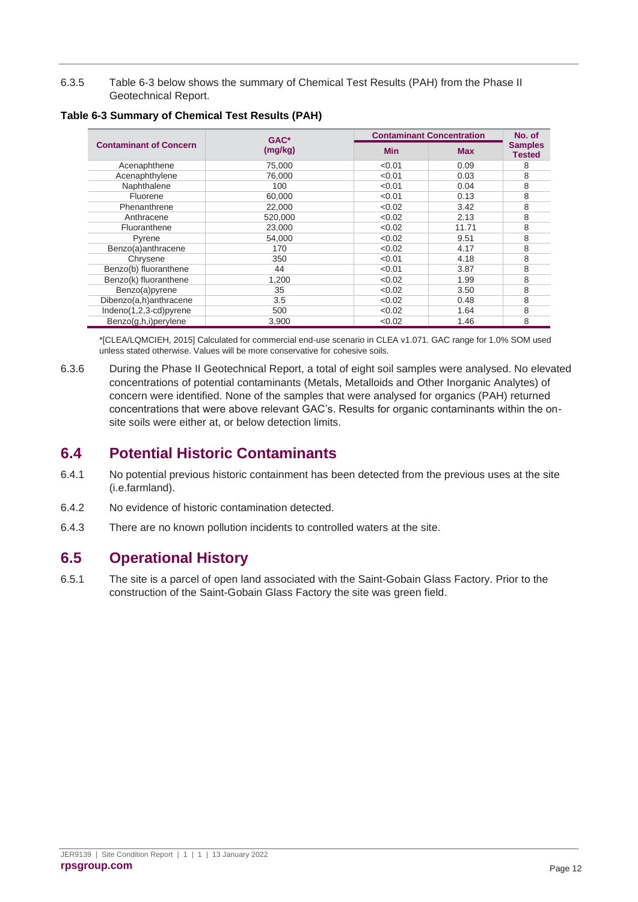6.3.5 Table 6-3 below shows the summary of Chemical Test Results (PAH) from the Phase II Geotechnical Report.

**Table 6-3 Summary of Chemical Test Results (PAH)**

| Contaminant of Concern | GAC* (mg/kg) | Contaminant Concentration | | No. of Samples Tested |
|---|---|---|---|---|
| | | Min | Max | |
| Acenaphthene | 75,000 | <0.01 | 0.09 | 8 |
| Acenaphthylene | 76,000 | <0.01 | 0.03 | 8 |
| Naphthalene | 100 | <0.01 | 0.04 | 8 |
| Fluorene | 60,000 | <0.01 | 0.13 | 8 |
| Phenanthrene | 22,000 | <0.02 | 3.42 | 8 |
| Anthracene | 520,000 | <0.02 | 2.13 | 8 |
| Fluoranthene | 23,000 | <0.02 | 11.71 | 8 |
| Pyrene | 54,000 | <0.02 | 9.51 | 8 |
| Benzo(a)anthracene | 170 | <0.02 | 4.17 | 8 |
| Chrysene | 350 | <0.01 | 4.18 | 8 |
| Benzo(b) fluoranthene | 44 | <0.01 | 3.87 | 8 |
| Benzo(k) fluoranthene | 1,200 | <0.02 | 1.99 | 8 |
| Benzo(a)pyrene | 35 | <0.02 | 3.50 | 8 |
| Dibenzo(a,h)anthracene | 3.5 | <0.02 | 0.48 | 8 |
| Indeno(1,2,3-cd)pyrene | 500 | <0.02 | 1.64 | 8 |
| Benzo(g,h,i)perylene | 3,900 | <0.02 | 1.46 | 8 |

*[CLEA/LQMCIEH, 2015] Calculated for commercial end-use scenario in CLEA v1.071. GAC range for 1.0% SOM used unless stated otherwise. Values will be more conservative for cohesive soils.

6.3.6 During the Phase II Geotechnical Report, a total of eight soil samples were analysed. No elevated concentrations of potential contaminants (Metals, Metalloids and Other Inorganic Analytes) of concern were identified. None of the samples that were analysed for organics (PAH) returned concentrations that were above relevant GAC's. Results for organic contaminants within the on-site soils were either at, or below detection limits.

## 6.4 Potential Historic Contaminants

6.4.1 No potential previous historic containment has been detected from the previous uses at the site (i.e.farmland).

6.4.2 No evidence of historic contamination detected.

6.4.3 There are no known pollution incidents to controlled waters at the site.

## 6.5 Operational History

6.5.1 The site is a parcel of open land associated with the Saint-Gobain Glass Factory. Prior to the construction of the Saint-Gobain Glass Factory the site was green field.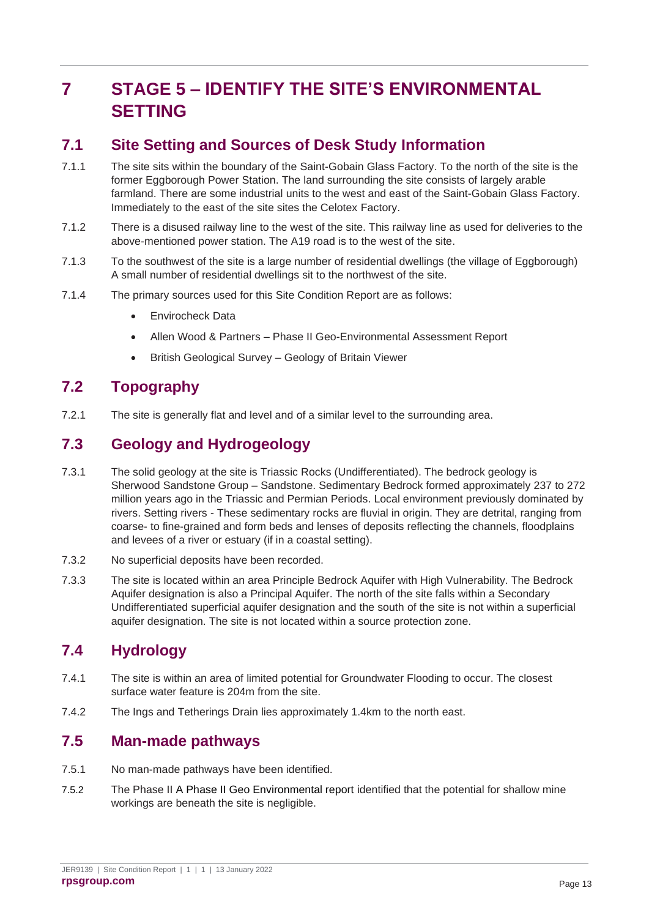# 7 STAGE 5 – IDENTIFY THE SITE'S ENVIRONMENTAL SETTING

## 7.1 Site Setting and Sources of Desk Study Information

7.1.1 The site sits within the boundary of the Saint-Gobain Glass Factory. To the north of the site is the former Eggborough Power Station. The land surrounding the site consists of largely arable farmland. There are some industrial units to the west and east of the Saint-Gobain Glass Factory. Immediately to the east of the site sites the Celotex Factory.

7.1.2 There is a disused railway line to the west of the site. This railway line as used for deliveries to the above-mentioned power station. The A19 road is to the west of the site.

7.1.3 To the southwest of the site is a large number of residential dwellings (the village of Eggborough) A small number of residential dwellings sit to the northwest of the site.

7.1.4 The primary sources used for this Site Condition Report are as follows:

- Envirocheck Data
- Allen Wood & Partners – Phase II Geo-Environmental Assessment Report
- British Geological Survey – Geology of Britain Viewer

## 7.2 Topography

7.2.1 The site is generally flat and level and of a similar level to the surrounding area.

## 7.3 Geology and Hydrogeology

7.3.1 The solid geology at the site is Triassic Rocks (Undifferentiated). The bedrock geology is Sherwood Sandstone Group – Sandstone. Sedimentary Bedrock formed approximately 237 to 272 million years ago in the Triassic and Permian Periods. Local environment previously dominated by rivers. Setting rivers - These sedimentary rocks are fluvial in origin. They are detrital, ranging from coarse- to fine-grained and form beds and lenses of deposits reflecting the channels, floodplains and levees of a river or estuary (if in a coastal setting).

7.3.2 No superficial deposits have been recorded.

7.3.3 The site is located within an area Principle Bedrock Aquifer with High Vulnerability. The Bedrock Aquifer designation is also a Principal Aquifer. The north of the site falls within a Secondary Undifferentiated superficial aquifer designation and the south of the site is not within a superficial aquifer designation. The site is not located within a source protection zone.

## 7.4 Hydrology

7.4.1 The site is within an area of limited potential for Groundwater Flooding to occur. The closest surface water feature is 204m from the site.

7.4.2 The Ings and Tetherings Drain lies approximately 1.4km to the north east.

## 7.5 Man-made pathways

7.5.1 No man-made pathways have been identified.

7.5.2 The Phase II A Phase II Geo Environmental report identified that the potential for shallow mine workings are beneath the site is negligible.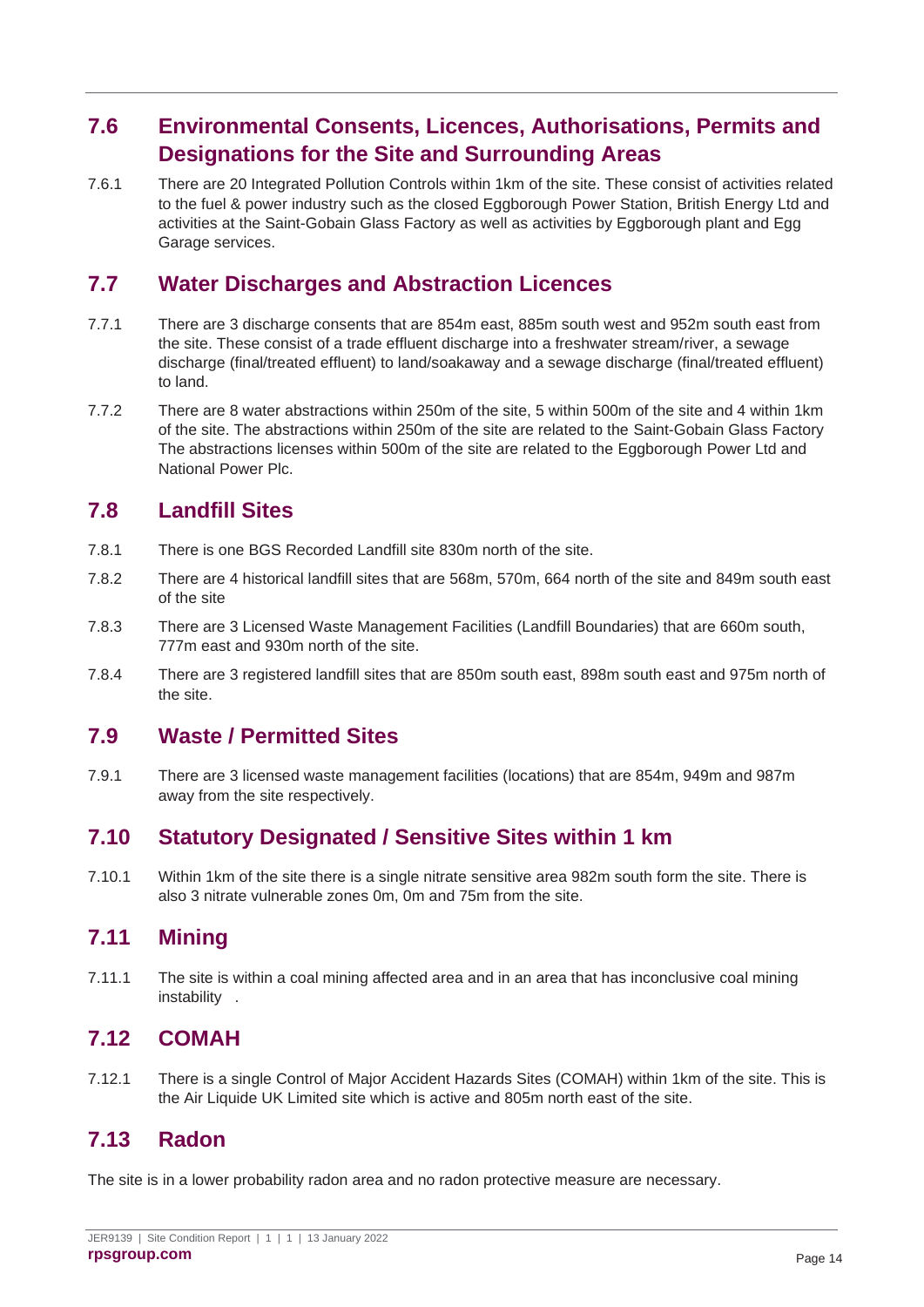## 7.6 Environmental Consents, Licences, Authorisations, Permits and Designations for the Site and Surrounding Areas

7.6.1 There are 20 Integrated Pollution Controls within 1km of the site. These consist of activities related to the fuel & power industry such as the closed Eggborough Power Station, British Energy Ltd and activities at the Saint-Gobain Glass Factory as well as activities by Eggborough plant and Egg Garage services.

## 7.7 Water Discharges and Abstraction Licences

7.7.1 There are 3 discharge consents that are 854m east, 885m south west and 952m south east from the site. These consist of a trade effluent discharge into a freshwater stream/river, a sewage discharge (final/treated effluent) to land/soakaway and a sewage discharge (final/treated effluent) to land.

7.7.2 There are 8 water abstractions within 250m of the site, 5 within 500m of the site and 4 within 1km of the site. The abstractions within 250m of the site are related to the Saint-Gobain Glass Factory The abstractions licenses within 500m of the site are related to the Eggborough Power Ltd and National Power Plc.

## 7.8 Landfill Sites

7.8.1 There is one BGS Recorded Landfill site 830m north of the site.

7.8.2 There are 4 historical landfill sites that are 568m, 570m, 664 north of the site and 849m south east of the site

7.8.3 There are 3 Licensed Waste Management Facilities (Landfill Boundaries) that are 660m south, 777m east and 930m north of the site.

7.8.4 There are 3 registered landfill sites that are 850m south east, 898m south east and 975m north of the site.

## 7.9 Waste / Permitted Sites

7.9.1 There are 3 licensed waste management facilities (locations) that are 854m, 949m and 987m away from the site respectively.

## 7.10 Statutory Designated / Sensitive Sites within 1 km

7.10.1 Within 1km of the site there is a single nitrate sensitive area 982m south form the site. There is also 3 nitrate vulnerable zones 0m, 0m and 75m from the site.

## 7.11 Mining

7.11.1 The site is within a coal mining affected area and in an area that has inconclusive coal mining instability .

## 7.12 COMAH

7.12.1 There is a single Control of Major Accident Hazards Sites (COMAH) within 1km of the site. This is the Air Liquide UK Limited site which is active and 805m north east of the site.

## 7.13 Radon

The site is in a lower probability radon area and no radon protective measure are necessary.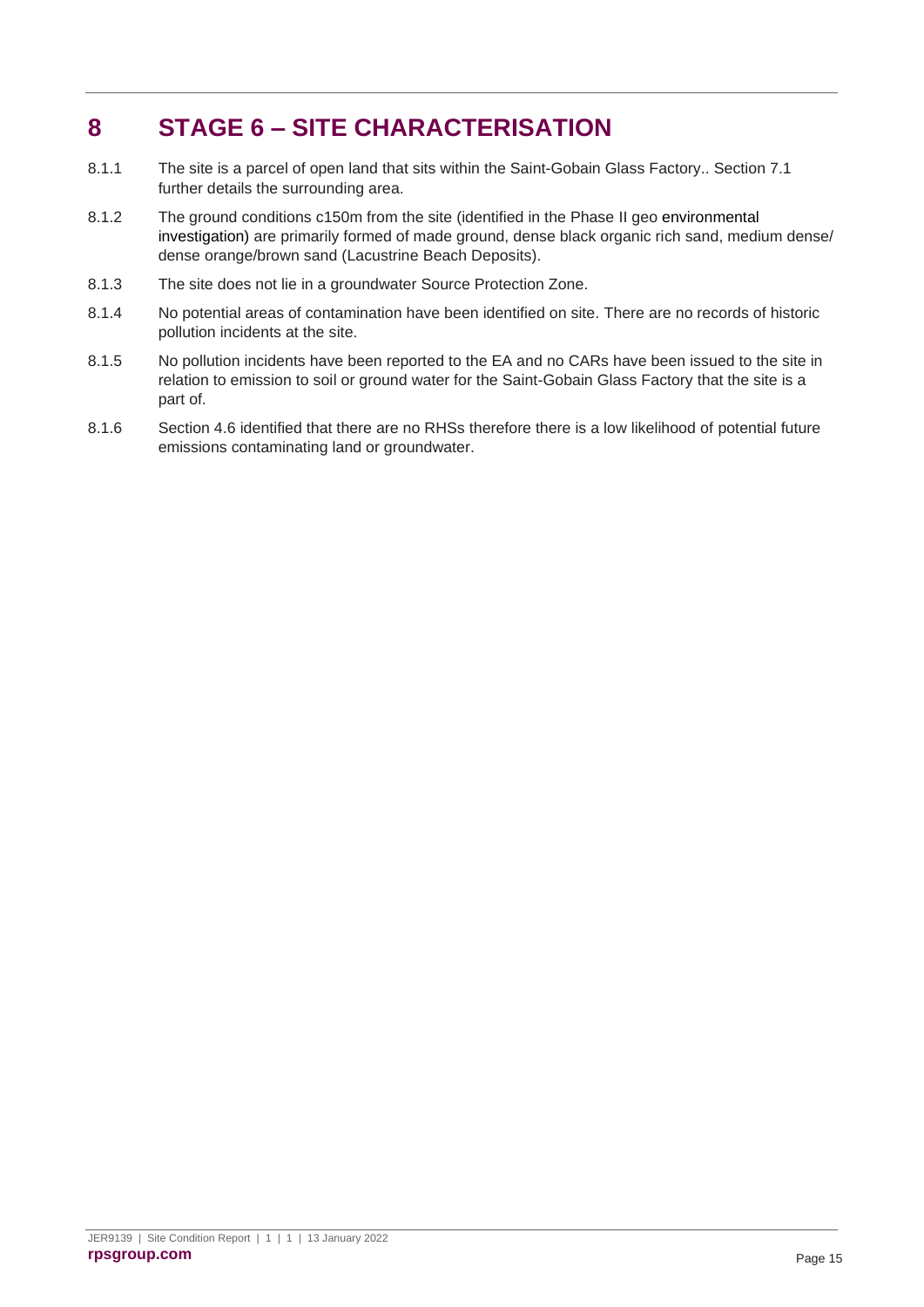# 8 STAGE 6 – SITE CHARACTERISATION

8.1.1 The site is a parcel of open land that sits within the Saint-Gobain Glass Factory.. Section 7.1 further details the surrounding area.

8.1.2 The ground conditions c150m from the site (identified in the Phase II geo environmental investigation) are primarily formed of made ground, dense black organic rich sand, medium dense/ dense orange/brown sand (Lacustrine Beach Deposits).

8.1.3 The site does not lie in a groundwater Source Protection Zone.

8.1.4 No potential areas of contamination have been identified on site. There are no records of historic pollution incidents at the site.

8.1.5 No pollution incidents have been reported to the EA and no CARs have been issued to the site in relation to emission to soil or ground water for the Saint-Gobain Glass Factory that the site is a part of.

8.1.6 Section 4.6 identified that there are no RHSs therefore there is a low likelihood of potential future emissions contaminating land or groundwater.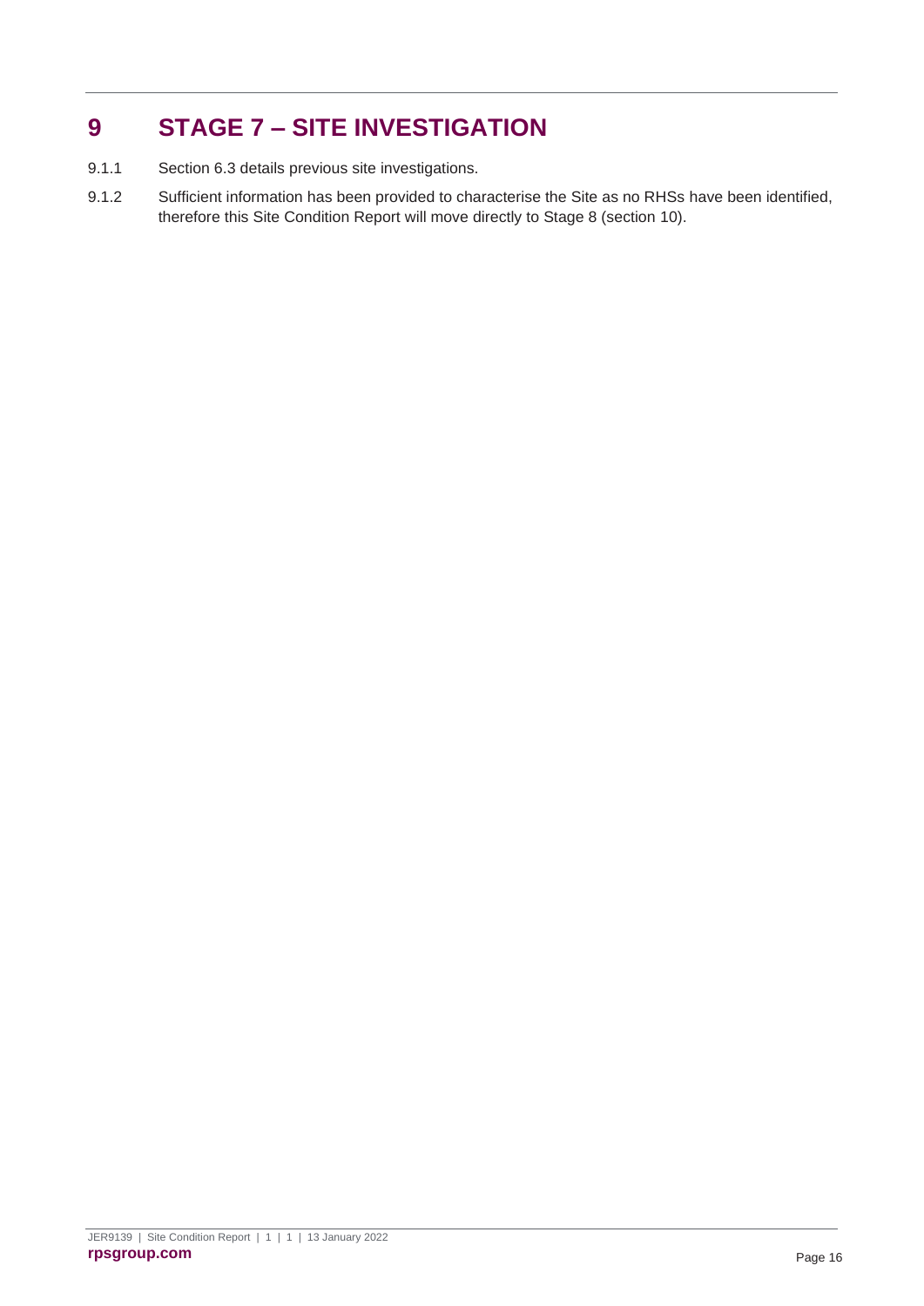# 9 STAGE 7 – SITE INVESTIGATION

9.1.1 Section 6.3 details previous site investigations.

9.1.2 Sufficient information has been provided to characterise the Site as no RHSs have been identified, therefore this Site Condition Report will move directly to Stage 8 (section 10).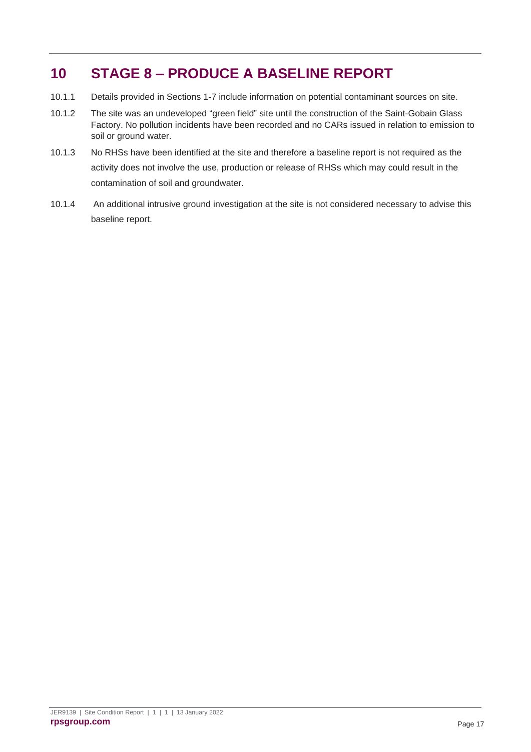# 10 STAGE 8 – PRODUCE A BASELINE REPORT

10.1.1 Details provided in Sections 1-7 include information on potential contaminant sources on site.

10.1.2 The site was an undeveloped "green field" site until the construction of the Saint-Gobain Glass Factory. No pollution incidents have been recorded and no CARs issued in relation to emission to soil or ground water.

10.1.3 No RHSs have been identified at the site and therefore a baseline report is not required as the activity does not involve the use, production or release of RHSs which may could result in the contamination of soil and groundwater.

10.1.4 An additional intrusive ground investigation at the site is not considered necessary to advise this baseline report.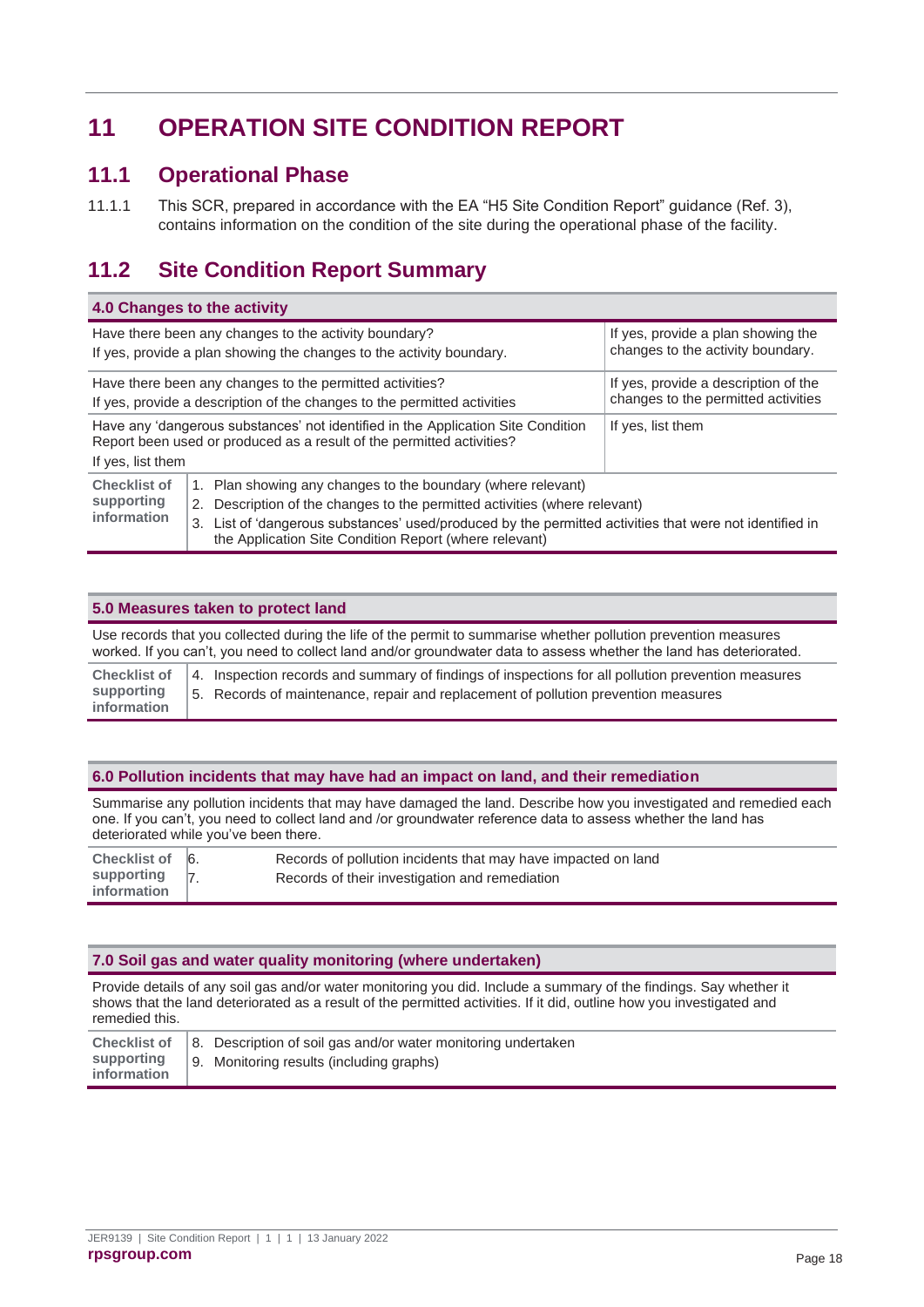# 11 OPERATION SITE CONDITION REPORT

## 11.1 Operational Phase

11.1.1 This SCR, prepared in accordance with the EA "H5 Site Condition Report" guidance (Ref. 3), contains information on the condition of the site during the operational phase of the facility.

## 11.2 Site Condition Report Summary

| 4.0 Changes to the activity | |
|---|---|
| Have there been any changes to the activity boundary? If yes, provide a plan showing the changes to the activity boundary. | If yes, provide a plan showing the changes to the activity boundary. |
| Have there been any changes to the permitted activities? If yes, provide a description of the changes to the permitted activities | If yes, provide a description of the changes to the permitted activities |
| Have any 'dangerous substances' not identified in the Application Site Condition Report been used or produced as a result of the permitted activities? If yes, list them | If yes, list them |
| **Checklist of supporting information** | 1. Plan showing any changes to the boundary (where relevant)<br>2. Description of the changes to the permitted activities (where relevant)<br>3. List of 'dangerous substances' used/produced by the permitted activities that were not identified in the Application Site Condition Report (where relevant) |

| 5.0 Measures taken to protect land | |
|---|---|
| Use records that you collected during the life of the permit to summarise whether pollution prevention measures worked. If you can't, you need to collect land and/or groundwater data to assess whether the land has deteriorated. | |
| **Checklist of supporting information** | 4. Inspection records and summary of findings of inspections for all pollution prevention measures<br>5. Records of maintenance, repair and replacement of pollution prevention measures |

| 6.0 Pollution incidents that may have had an impact on land, and their remediation | |
|---|---|
| Summarise any pollution incidents that may have damaged the land. Describe how you investigated and remedied each one. If you can't, you need to collect land and /or groundwater reference data to assess whether the land has deteriorated while you've been there. | |
| **Checklist of supporting information** | 6. Records of pollution incidents that may have impacted on land<br>7. Records of their investigation and remediation |

| 7.0 Soil gas and water quality monitoring (where undertaken) | |
|---|---|
| Provide details of any soil gas and/or water monitoring you did. Include a summary of the findings. Say whether it shows that the land deteriorated as a result of the permitted activities. If it did, outline how you investigated and remedied this. | |
| **Checklist of supporting information** | 8. Description of soil gas and/or water monitoring undertaken<br>9. Monitoring results (including graphs) |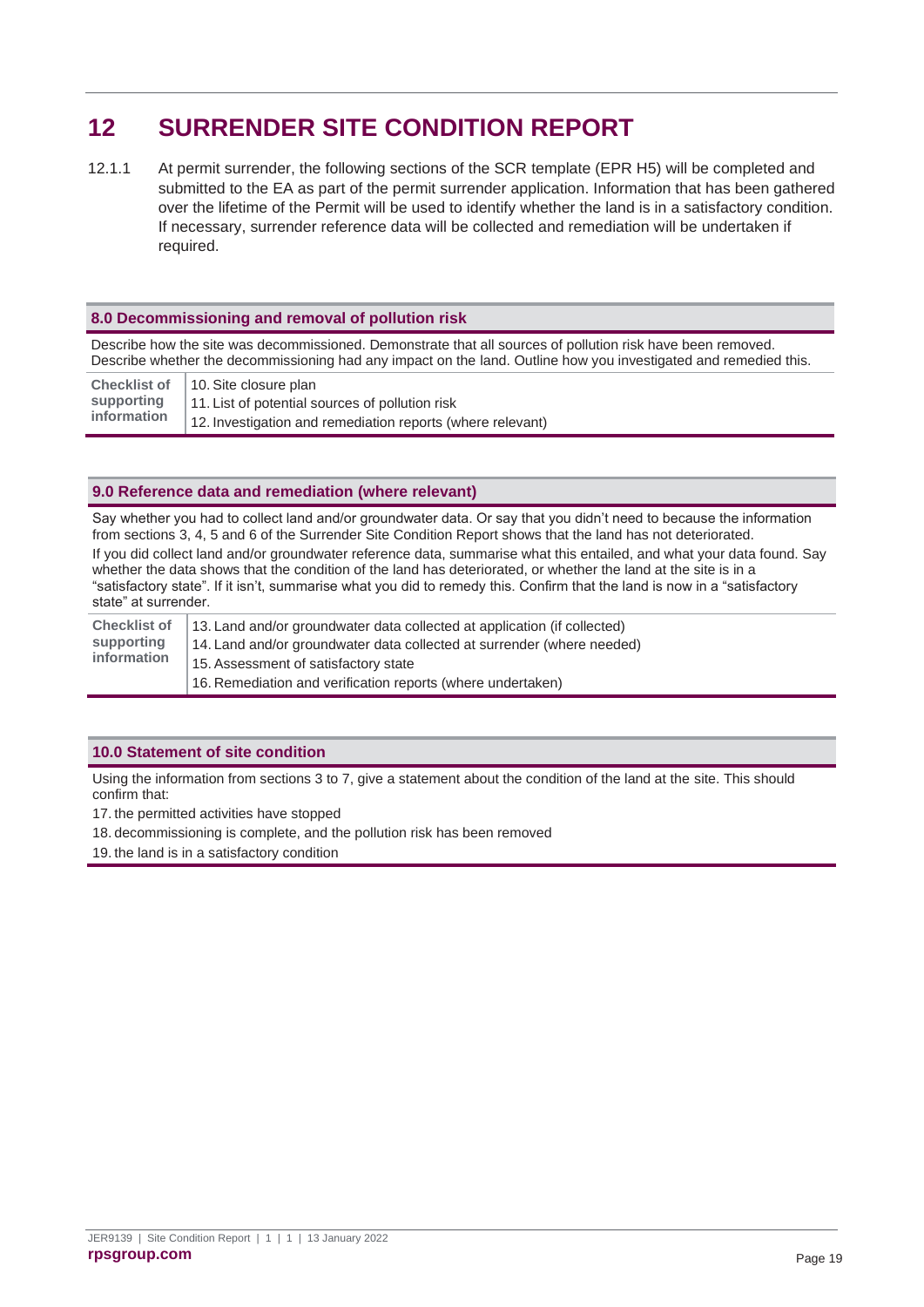# 12 SURRENDER SITE CONDITION REPORT

12.1.1 At permit surrender, the following sections of the SCR template (EPR H5) will be completed and submitted to the EA as part of the permit surrender application. Information that has been gathered over the lifetime of the Permit will be used to identify whether the land is in a satisfactory condition. If necessary, surrender reference data will be collected and remediation will be undertaken if required.

| **8.0 Decommissioning and removal of pollution risk** | |
|---|---|
| Describe how the site was decommissioned. Demonstrate that all sources of pollution risk have been removed. Describe whether the decommissioning had any impact on the land. Outline how you investigated and remedied this. | |
| **Checklist of supporting information** | 10. Site closure plan<br>11. List of potential sources of pollution risk<br>12. Investigation and remediation reports (where relevant) |

| **9.0 Reference data and remediation (where relevant)** | |
|---|---|
| Say whether you had to collect land and/or groundwater data. Or say that you didn't need to because the information from sections 3, 4, 5 and 6 of the Surrender Site Condition Report shows that the land has not deteriorated.<br>If you did collect land and/or groundwater reference data, summarise what this entailed, and what your data found. Say whether the data shows that the condition of the land has deteriorated, or whether the land at the site is in a "satisfactory state". If it isn't, summarise what you did to remedy this. Confirm that the land is now in a "satisfactory state" at surrender. | |
| **Checklist of supporting information** | 13. Land and/or groundwater data collected at application (if collected)<br>14. Land and/or groundwater data collected at surrender (where needed)<br>15. Assessment of satisfactory state<br>16. Remediation and verification reports (where undertaken) |

| **10.0 Statement of site condition** |
|---|
| Using the information from sections 3 to 7, give a statement about the condition of the land at the site. This should confirm that:<br>17. the permitted activities have stopped<br>18. decommissioning is complete, and the pollution risk has been removed<br>19. the land is in a satisfactory condition |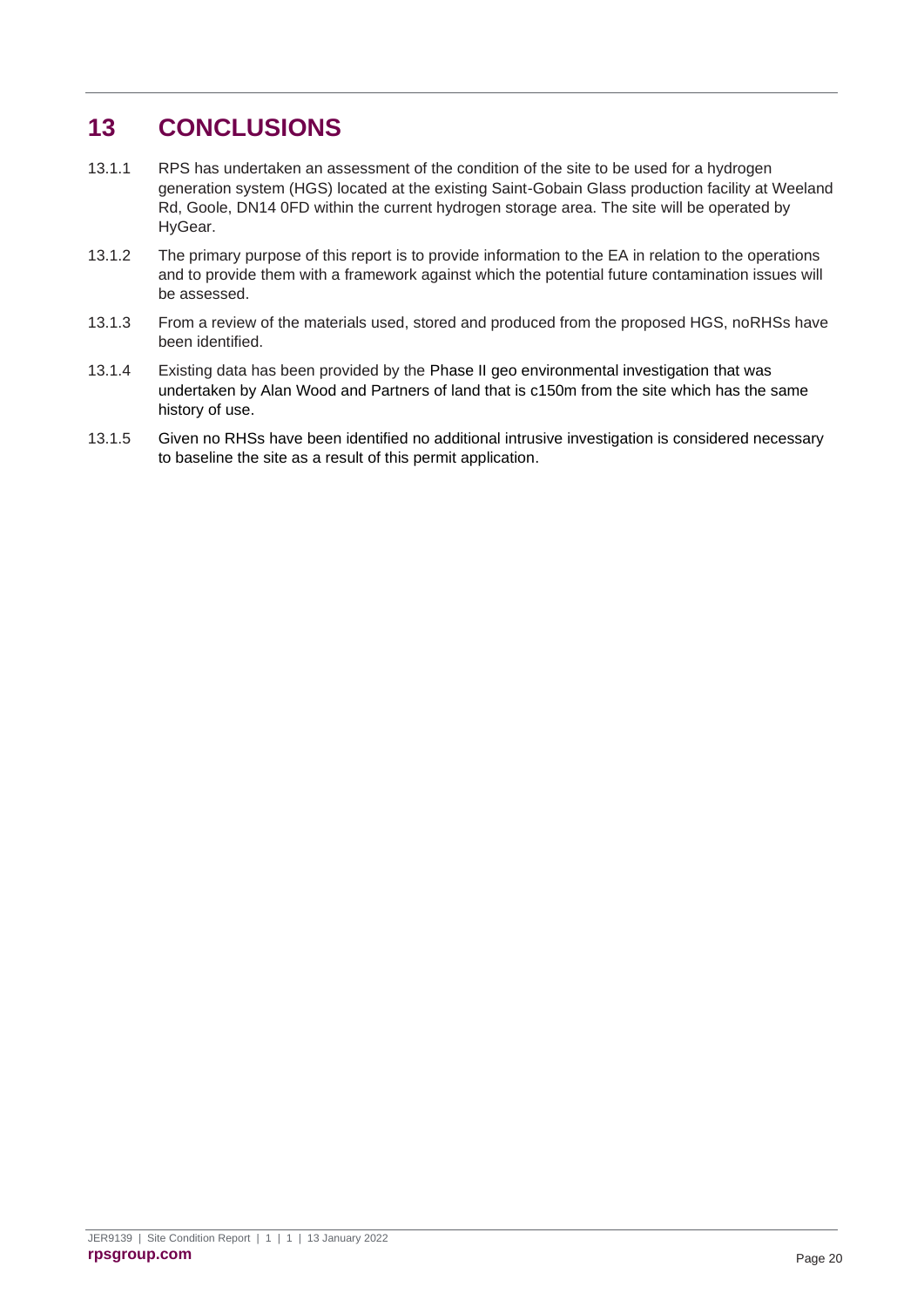# 13 CONCLUSIONS

13.1.1 RPS has undertaken an assessment of the condition of the site to be used for a hydrogen generation system (HGS) located at the existing Saint-Gobain Glass production facility at Weeland Rd, Goole, DN14 0FD within the current hydrogen storage area. The site will be operated by HyGear.

13.1.2 The primary purpose of this report is to provide information to the EA in relation to the operations and to provide them with a framework against which the potential future contamination issues will be assessed.

13.1.3 From a review of the materials used, stored and produced from the proposed HGS, noRHSs have been identified.

13.1.4 Existing data has been provided by the Phase II geo environmental investigation that was undertaken by Alan Wood and Partners of land that is c150m from the site which has the same history of use.

13.1.5 Given no RHSs have been identified no additional intrusive investigation is considered necessary to baseline the site as a result of this permit application.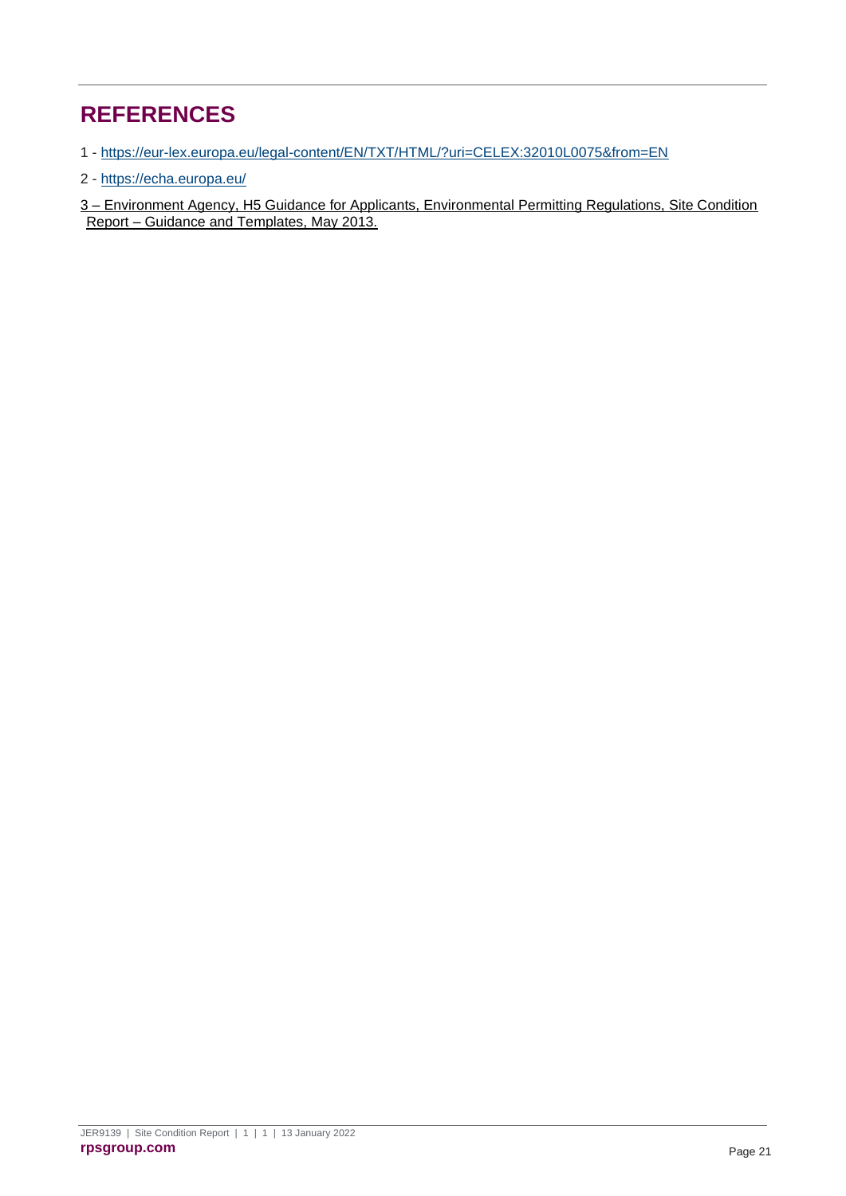# REFERENCES

1 - https://eur-lex.europa.eu/legal-content/EN/TXT/HTML/?uri=CELEX:32010L0075&from=EN

2 - https://echa.europa.eu/

3 – Environment Agency, H5 Guidance for Applicants, Environmental Permitting Regulations, Site Condition Report – Guidance and Templates, May 2013.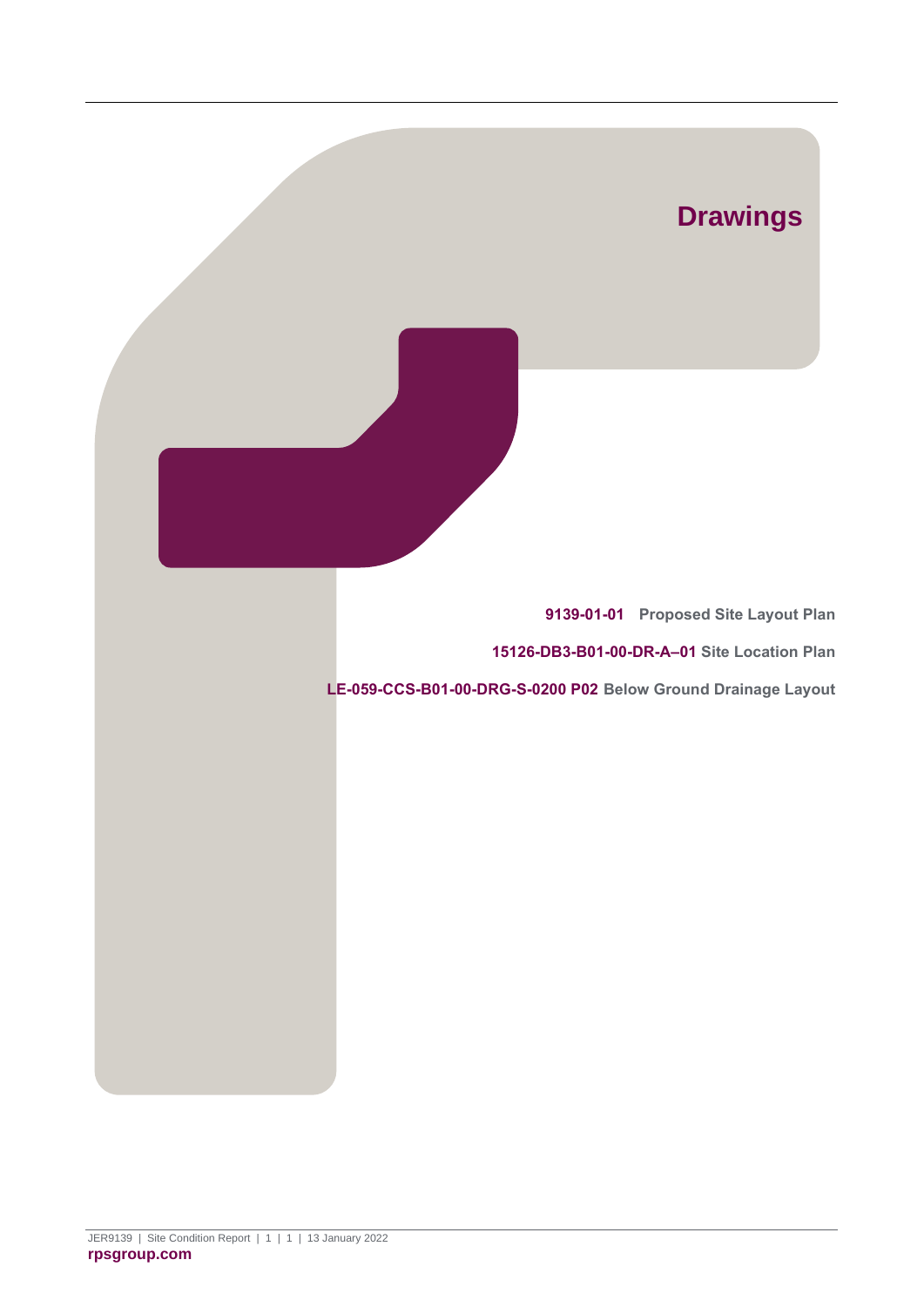# Drawings

**9139-01-01** Proposed Site Layout Plan

**15126-DB3-B01-00-DR-A–01** Site Location Plan

**LE-059-CCS-B01-00-DRG-S-0200 P02** Below Ground Drainage Layout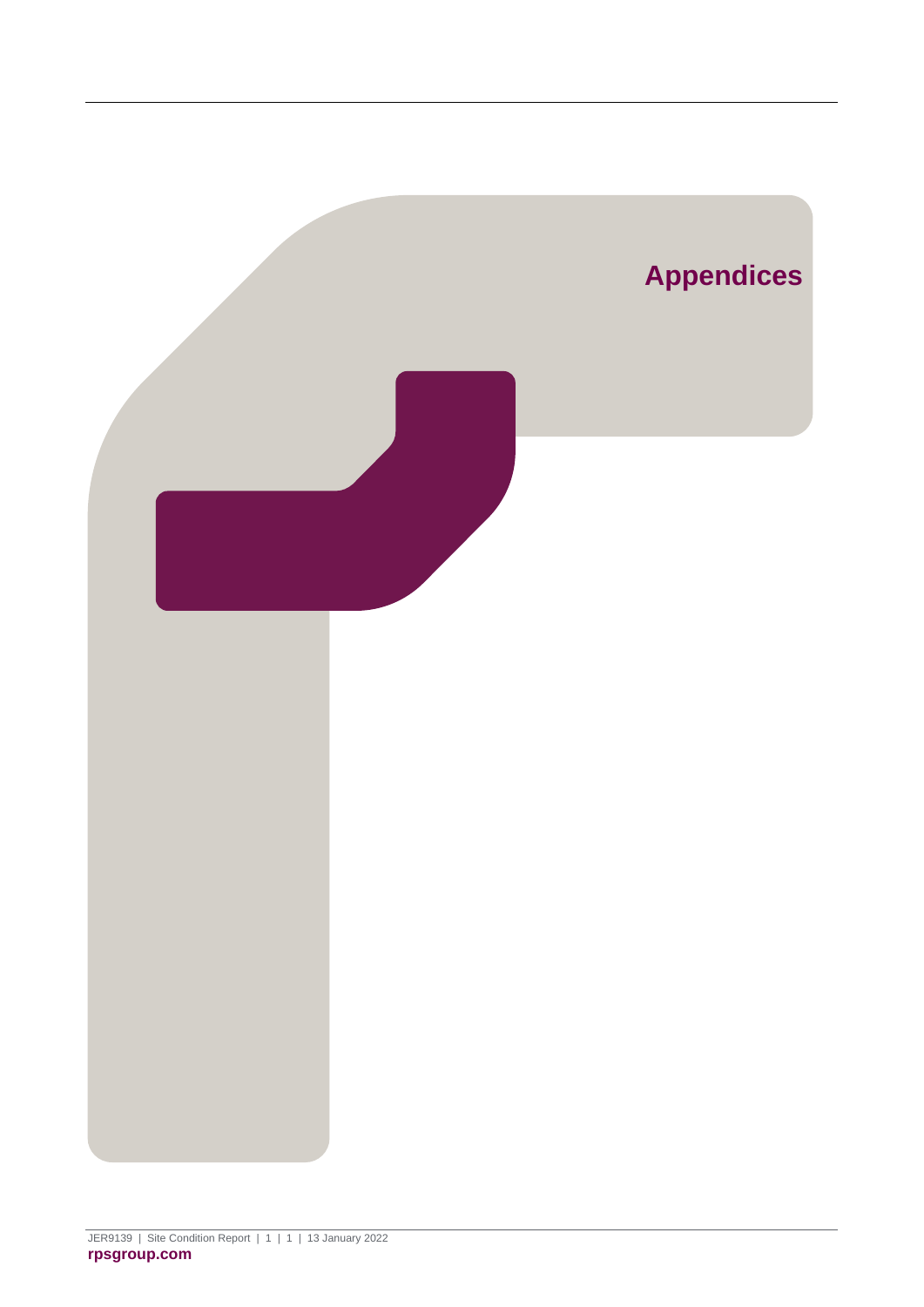# Appendices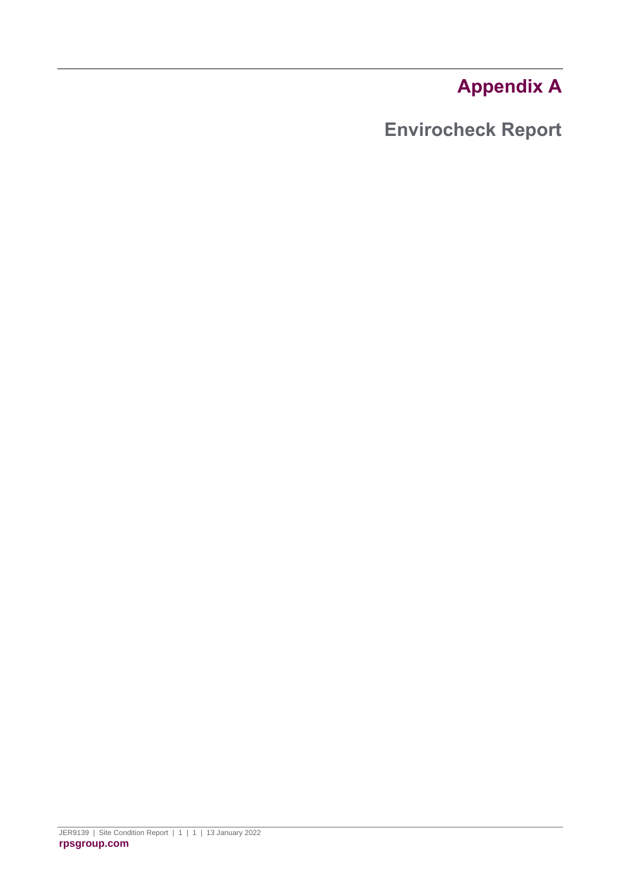# Appendix A

## Envirocheck Report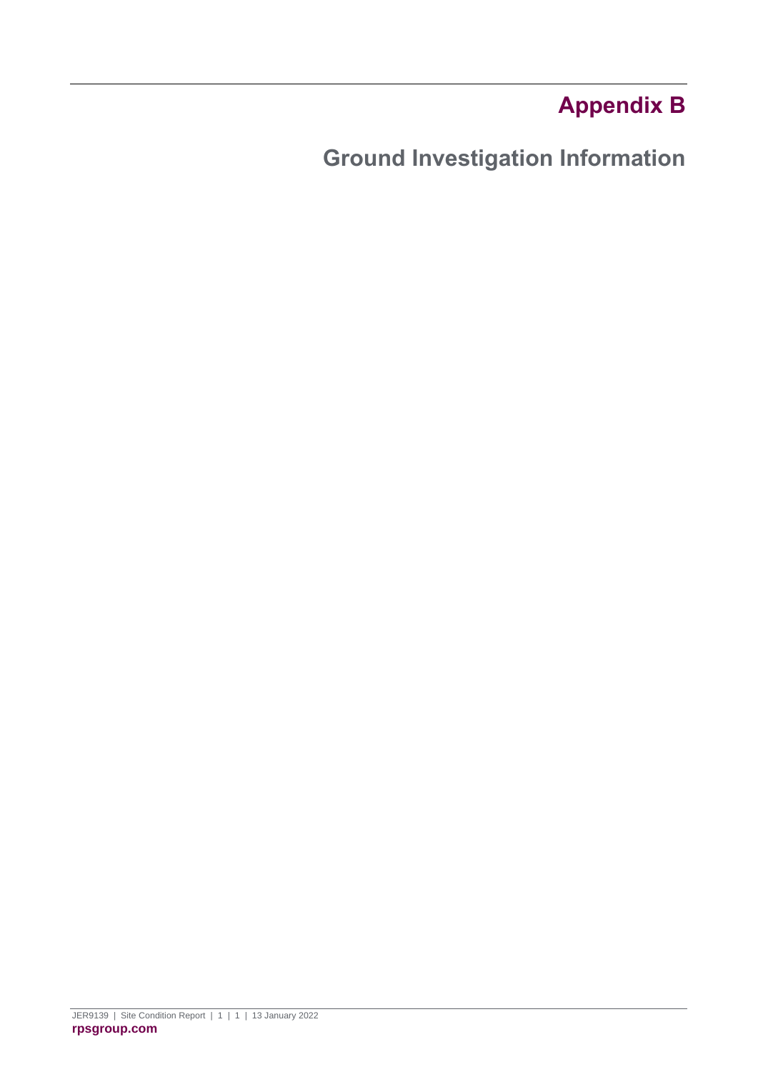# Appendix B

## Ground Investigation Information